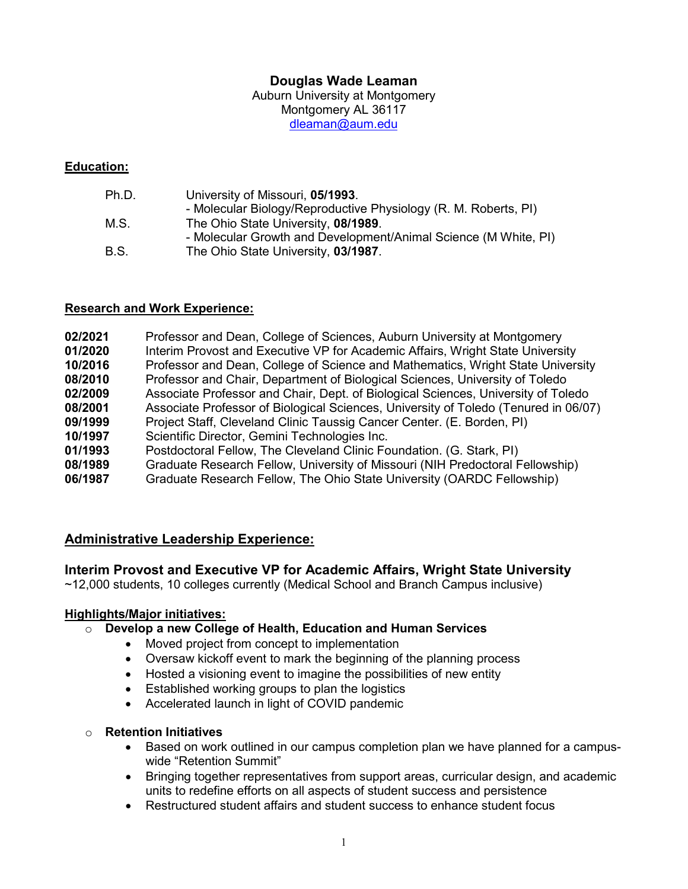# Douglas Wade Leaman

Auburn University at Montgomery
Montgomery AL 36117
dleaman@aum.edu

## Education:

| | |
|---|---|
| Ph.D. | University of Missouri, **05/1993**.<br>- Molecular Biology/Reproductive Physiology (R. M. Roberts, PI) |
| M.S. | The Ohio State University, **08/1989**.<br>- Molecular Growth and Development/Animal Science (M White, PI) |
| B.S. | The Ohio State University, **03/1987**. |

## Research and Work Experience:

| | |
|---|---|
| **02/2021** | Professor and Dean, College of Sciences, Auburn University at Montgomery |
| **01/2020** | Interim Provost and Executive VP for Academic Affairs, Wright State University |
| **10/2016** | Professor and Dean, College of Science and Mathematics, Wright State University |
| **08/2010** | Professor and Chair, Department of Biological Sciences, University of Toledo |
| **02/2009** | Associate Professor and Chair, Dept. of Biological Sciences, University of Toledo |
| **08/2001** | Associate Professor of Biological Sciences, University of Toledo (Tenured in 06/07) |
| **09/1999** | Project Staff, Cleveland Clinic Taussig Cancer Center. (E. Borden, PI) |
| **10/1997** | Scientific Director, Gemini Technologies Inc. |
| **01/1993** | Postdoctoral Fellow, The Cleveland Clinic Foundation. (G. Stark, PI) |
| **08/1989** | Graduate Research Fellow, University of Missouri (NIH Predoctoral Fellowship) |
| **06/1987** | Graduate Research Fellow, The Ohio State University (OARDC Fellowship) |

## Administrative Leadership Experience:

### Interim Provost and Executive VP for Academic Affairs, Wright State University

~12,000 students, 10 colleges currently (Medical School and Branch Campus inclusive)

**Highlights/Major initiatives:**

- **Develop a new College of Health, Education and Human Services**
  - Moved project from concept to implementation
  - Oversaw kickoff event to mark the beginning of the planning process
  - Hosted a visioning event to imagine the possibilities of new entity
  - Established working groups to plan the logistics
  - Accelerated launch in light of COVID pandemic
- **Retention Initiatives**
  - Based on work outlined in our campus completion plan we have planned for a campus-wide "Retention Summit"
  - Bringing together representatives from support areas, curricular design, and academic units to redefine efforts on all aspects of student success and persistence
  - Restructured student affairs and student success to enhance student focus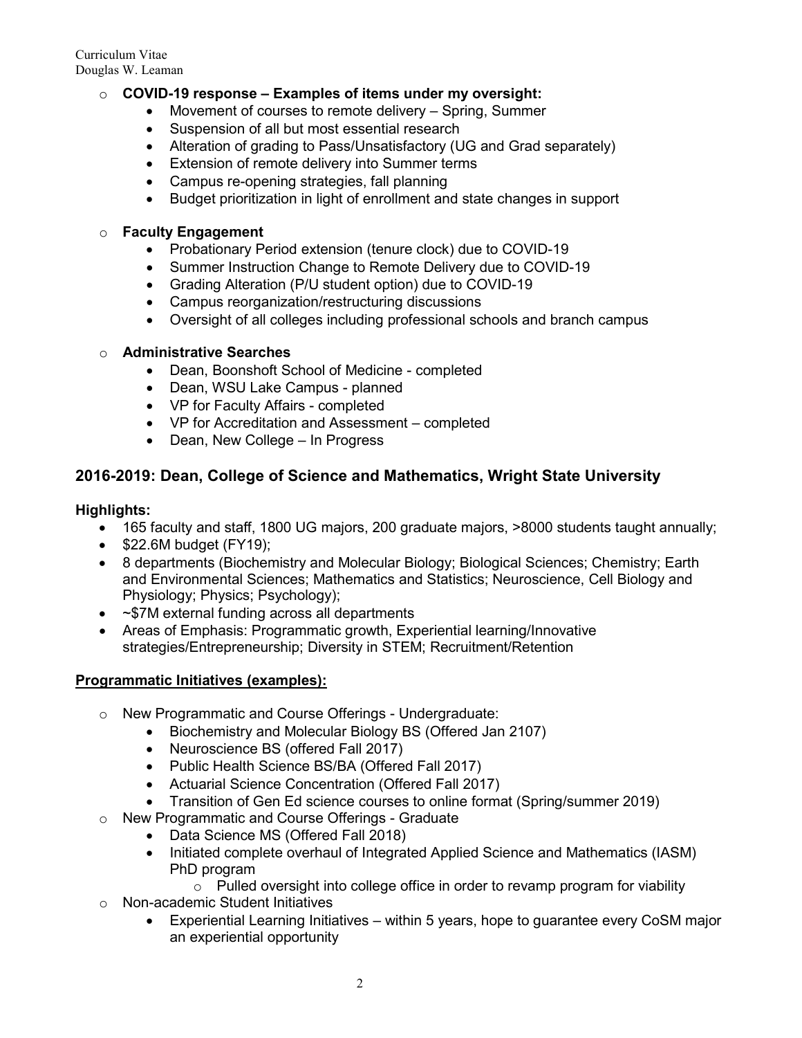- **COVID-19 response – Examples of items under my oversight:**
    - Movement of courses to remote delivery – Spring, Summer
    - Suspension of all but most essential research
    - Alteration of grading to Pass/Unsatisfactory (UG and Grad separately)
    - Extension of remote delivery into Summer terms
    - Campus re-opening strategies, fall planning
    - Budget prioritization in light of enrollment and state changes in support

- **Faculty Engagement**
    - Probationary Period extension (tenure clock) due to COVID-19
    - Summer Instruction Change to Remote Delivery due to COVID-19
    - Grading Alteration (P/U student option) due to COVID-19
    - Campus reorganization/restructuring discussions
    - Oversight of all colleges including professional schools and branch campus

- **Administrative Searches**
    - Dean, Boonshoft School of Medicine - completed
    - Dean, WSU Lake Campus - planned
    - VP for Faculty Affairs - completed
    - VP for Accreditation and Assessment – completed
    - Dean, New College – In Progress

## 2016-2019: Dean, College of Science and Mathematics, Wright State University

### Highlights:

- 165 faculty and staff, 1800 UG majors, 200 graduate majors, >8000 students taught annually;
- $22.6M budget (FY19);
- 8 departments (Biochemistry and Molecular Biology; Biological Sciences; Chemistry; Earth and Environmental Sciences; Mathematics and Statistics; Neuroscience, Cell Biology and Physiology; Physics; Psychology);
- ~$7M external funding across all departments
- Areas of Emphasis: Programmatic growth, Experiential learning/Innovative strategies/Entrepreneurship; Diversity in STEM; Recruitment/Retention

### Programmatic Initiatives (examples):

- New Programmatic and Course Offerings - Undergraduate:
    - Biochemistry and Molecular Biology BS (Offered Jan 2107)
    - Neuroscience BS (offered Fall 2017)
    - Public Health Science BS/BA (Offered Fall 2017)
    - Actuarial Science Concentration (Offered Fall 2017)
    - Transition of Gen Ed science courses to online format (Spring/summer 2019)
- New Programmatic and Course Offerings - Graduate
    - Data Science MS (Offered Fall 2018)
    - Initiated complete overhaul of Integrated Applied Science and Mathematics (IASM) PhD program
        - Pulled oversight into college office in order to revamp program for viability
- Non-academic Student Initiatives
    - Experiential Learning Initiatives – within 5 years, hope to guarantee every CoSM major an experiential opportunity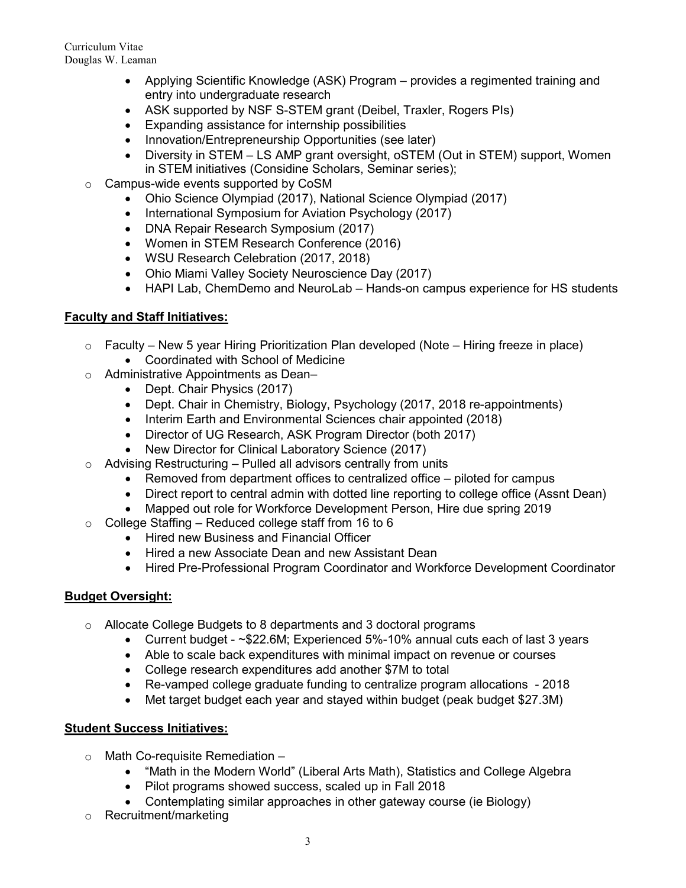- Applying Scientific Knowledge (ASK) Program – provides a regimented training and entry into undergraduate research
    - ASK supported by NSF S-STEM grant (Deibel, Traxler, Rogers PIs)
    - Expanding assistance for internship possibilities
    - Innovation/Entrepreneurship Opportunities (see later)
    - Diversity in STEM – LS AMP grant oversight, oSTEM (Out in STEM) support, Women in STEM initiatives (Considine Scholars, Seminar series);
- Campus-wide events supported by CoSM
    - Ohio Science Olympiad (2017), National Science Olympiad (2017)
    - International Symposium for Aviation Psychology (2017)
    - DNA Repair Research Symposium (2017)
    - Women in STEM Research Conference (2016)
    - WSU Research Celebration (2017, 2018)
    - Ohio Miami Valley Society Neuroscience Day (2017)
    - HAPI Lab, ChemDemo and NeuroLab – Hands-on campus experience for HS students

**Faculty and Staff Initiatives:**

- Faculty – New 5 year Hiring Prioritization Plan developed (Note – Hiring freeze in place)
    - Coordinated with School of Medicine
- Administrative Appointments as Dean–
    - Dept. Chair Physics (2017)
    - Dept. Chair in Chemistry, Biology, Psychology (2017, 2018 re-appointments)
    - Interim Earth and Environmental Sciences chair appointed (2018)
    - Director of UG Research, ASK Program Director (both 2017)
    - New Director for Clinical Laboratory Science (2017)
- Advising Restructuring – Pulled all advisors centrally from units
    - Removed from department offices to centralized office – piloted for campus
    - Direct report to central admin with dotted line reporting to college office (Assnt Dean)
    - Mapped out role for Workforce Development Person, Hire due spring 2019
- College Staffing – Reduced college staff from 16 to 6
    - Hired new Business and Financial Officer
    - Hired a new Associate Dean and new Assistant Dean
    - Hired Pre-Professional Program Coordinator and Workforce Development Coordinator

**Budget Oversight:**

- Allocate College Budgets to 8 departments and 3 doctoral programs
    - Current budget - ~$22.6M; Experienced 5%-10% annual cuts each of last 3 years
    - Able to scale back expenditures with minimal impact on revenue or courses
    - College research expenditures add another $7M to total
    - Re-vamped college graduate funding to centralize program allocations - 2018
    - Met target budget each year and stayed within budget (peak budget $27.3M)

**Student Success Initiatives:**

- Math Co-requisite Remediation –
    - "Math in the Modern World" (Liberal Arts Math), Statistics and College Algebra
    - Pilot programs showed success, scaled up in Fall 2018
    - Contemplating similar approaches in other gateway course (ie Biology)
- Recruitment/marketing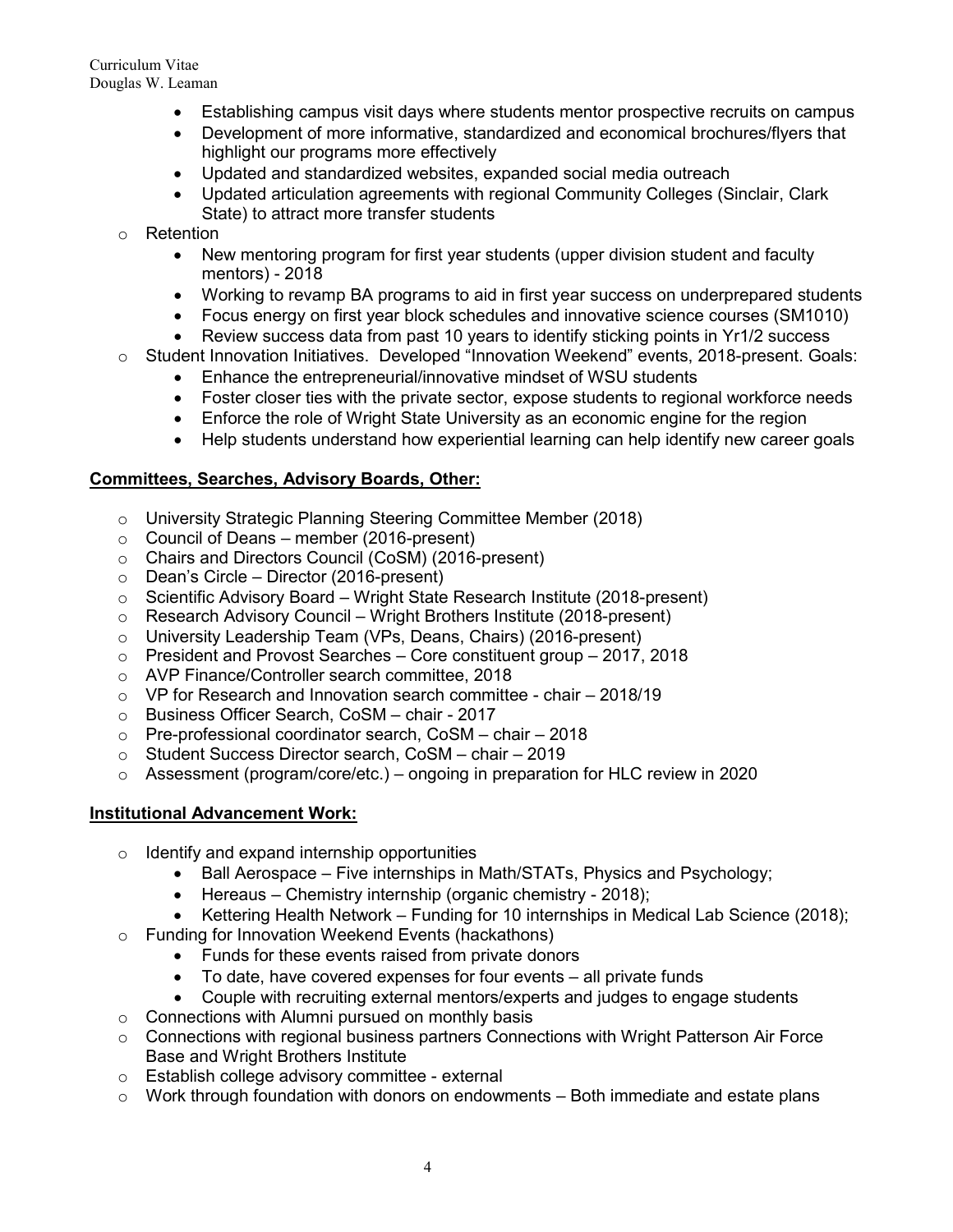- Establishing campus visit days where students mentor prospective recruits on campus
    - Development of more informative, standardized and economical brochures/flyers that highlight our programs more effectively
    - Updated and standardized websites, expanded social media outreach
    - Updated articulation agreements with regional Community Colleges (Sinclair, Clark State) to attract more transfer students
- Retention
    - New mentoring program for first year students (upper division student and faculty mentors) - 2018
    - Working to revamp BA programs to aid in first year success on underprepared students
    - Focus energy on first year block schedules and innovative science courses (SM1010)
    - Review success data from past 10 years to identify sticking points in Yr1/2 success
- Student Innovation Initiatives. Developed "Innovation Weekend" events, 2018-present. Goals:
    - Enhance the entrepreneurial/innovative mindset of WSU students
    - Foster closer ties with the private sector, expose students to regional workforce needs
    - Enforce the role of Wright State University as an economic engine for the region
    - Help students understand how experiential learning can help identify new career goals

**Committees, Searches, Advisory Boards, Other:**

- University Strategic Planning Steering Committee Member (2018)
- Council of Deans – member (2016-present)
- Chairs and Directors Council (CoSM) (2016-present)
- Dean's Circle – Director (2016-present)
- Scientific Advisory Board – Wright State Research Institute (2018-present)
- Research Advisory Council – Wright Brothers Institute (2018-present)
- University Leadership Team (VPs, Deans, Chairs) (2016-present)
- President and Provost Searches – Core constituent group – 2017, 2018
- AVP Finance/Controller search committee, 2018
- VP for Research and Innovation search committee - chair – 2018/19
- Business Officer Search, CoSM – chair - 2017
- Pre-professional coordinator search, CoSM – chair – 2018
- Student Success Director search, CoSM – chair – 2019
- Assessment (program/core/etc.) – ongoing in preparation for HLC review in 2020

**Institutional Advancement Work:**

- Identify and expand internship opportunities
    - Ball Aerospace – Five internships in Math/STATs, Physics and Psychology;
    - Hereaus – Chemistry internship (organic chemistry - 2018);
    - Kettering Health Network – Funding for 10 internships in Medical Lab Science (2018);
- Funding for Innovation Weekend Events (hackathons)
    - Funds for these events raised from private donors
    - To date, have covered expenses for four events – all private funds
    - Couple with recruiting external mentors/experts and judges to engage students
- Connections with Alumni pursued on monthly basis
- Connections with regional business partners Connections with Wright Patterson Air Force Base and Wright Brothers Institute
- Establish college advisory committee - external
- Work through foundation with donors on endowments – Both immediate and estate plans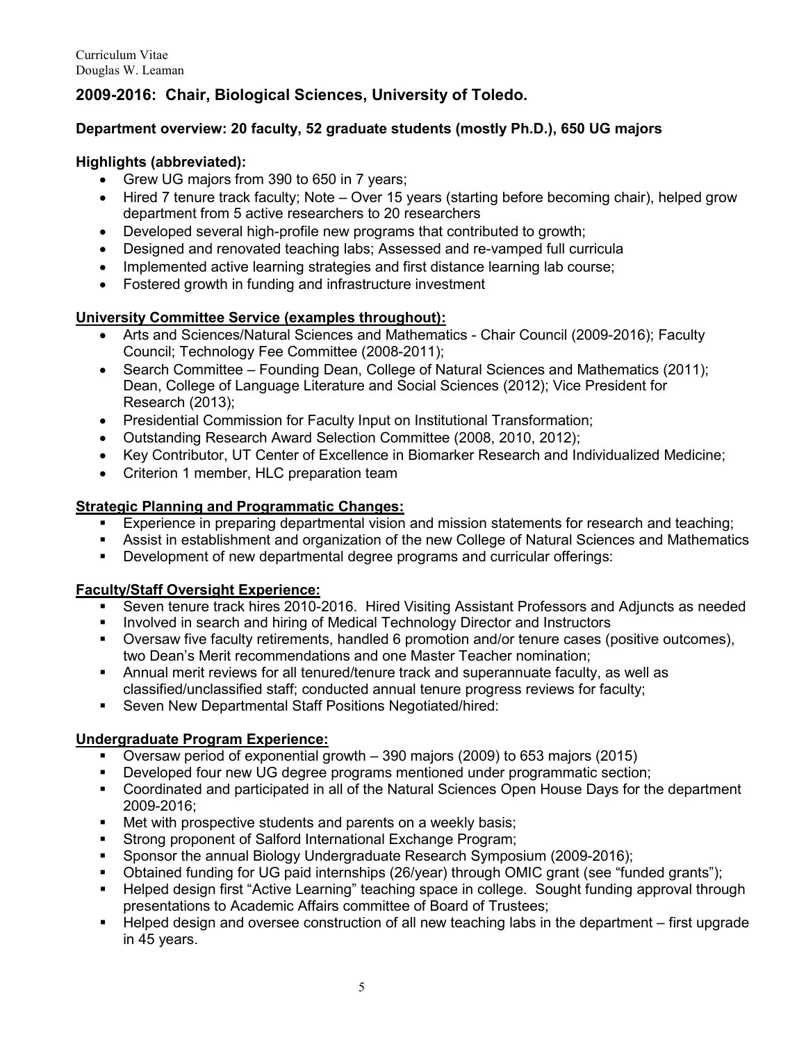## 2009-2016: Chair, Biological Sciences, University of Toledo.

**Department overview: 20 faculty, 52 graduate students (mostly Ph.D.), 650 UG majors**

**Highlights (abbreviated):**

- Grew UG majors from 390 to 650 in 7 years;
- Hired 7 tenure track faculty; Note – Over 15 years (starting before becoming chair), helped grow department from 5 active researchers to 20 researchers
- Developed several high-profile new programs that contributed to growth;
- Designed and renovated teaching labs; Assessed and re-vamped full curricula
- Implemented active learning strategies and first distance learning lab course;
- Fostered growth in funding and infrastructure investment

**University Committee Service (examples throughout):**

- Arts and Sciences/Natural Sciences and Mathematics - Chair Council (2009-2016); Faculty Council; Technology Fee Committee (2008-2011);
- Search Committee – Founding Dean, College of Natural Sciences and Mathematics (2011); Dean, College of Language Literature and Social Sciences (2012); Vice President for Research (2013);
- Presidential Commission for Faculty Input on Institutional Transformation;
- Outstanding Research Award Selection Committee (2008, 2010, 2012);
- Key Contributor, UT Center of Excellence in Biomarker Research and Individualized Medicine;
- Criterion 1 member, HLC preparation team

**Strategic Planning and Programmatic Changes:**

- Experience in preparing departmental vision and mission statements for research and teaching;
- Assist in establishment and organization of the new College of Natural Sciences and Mathematics
- Development of new departmental degree programs and curricular offerings:

**Faculty/Staff Oversight Experience:**

- Seven tenure track hires 2010-2016. Hired Visiting Assistant Professors and Adjuncts as needed
- Involved in search and hiring of Medical Technology Director and Instructors
- Oversaw five faculty retirements, handled 6 promotion and/or tenure cases (positive outcomes), two Dean's Merit recommendations and one Master Teacher nomination;
- Annual merit reviews for all tenured/tenure track and superannuate faculty, as well as classified/unclassified staff; conducted annual tenure progress reviews for faculty;
- Seven New Departmental Staff Positions Negotiated/hired:

**Undergraduate Program Experience:**

- Oversaw period of exponential growth – 390 majors (2009) to 653 majors (2015)
- Developed four new UG degree programs mentioned under programmatic section;
- Coordinated and participated in all of the Natural Sciences Open House Days for the department 2009-2016;
- Met with prospective students and parents on a weekly basis;
- Strong proponent of Salford International Exchange Program;
- Sponsor the annual Biology Undergraduate Research Symposium (2009-2016);
- Obtained funding for UG paid internships (26/year) through OMIC grant (see "funded grants");
- Helped design first "Active Learning" teaching space in college. Sought funding approval through presentations to Academic Affairs committee of Board of Trustees;
- Helped design and oversee construction of all new teaching labs in the department – first upgrade in 45 years.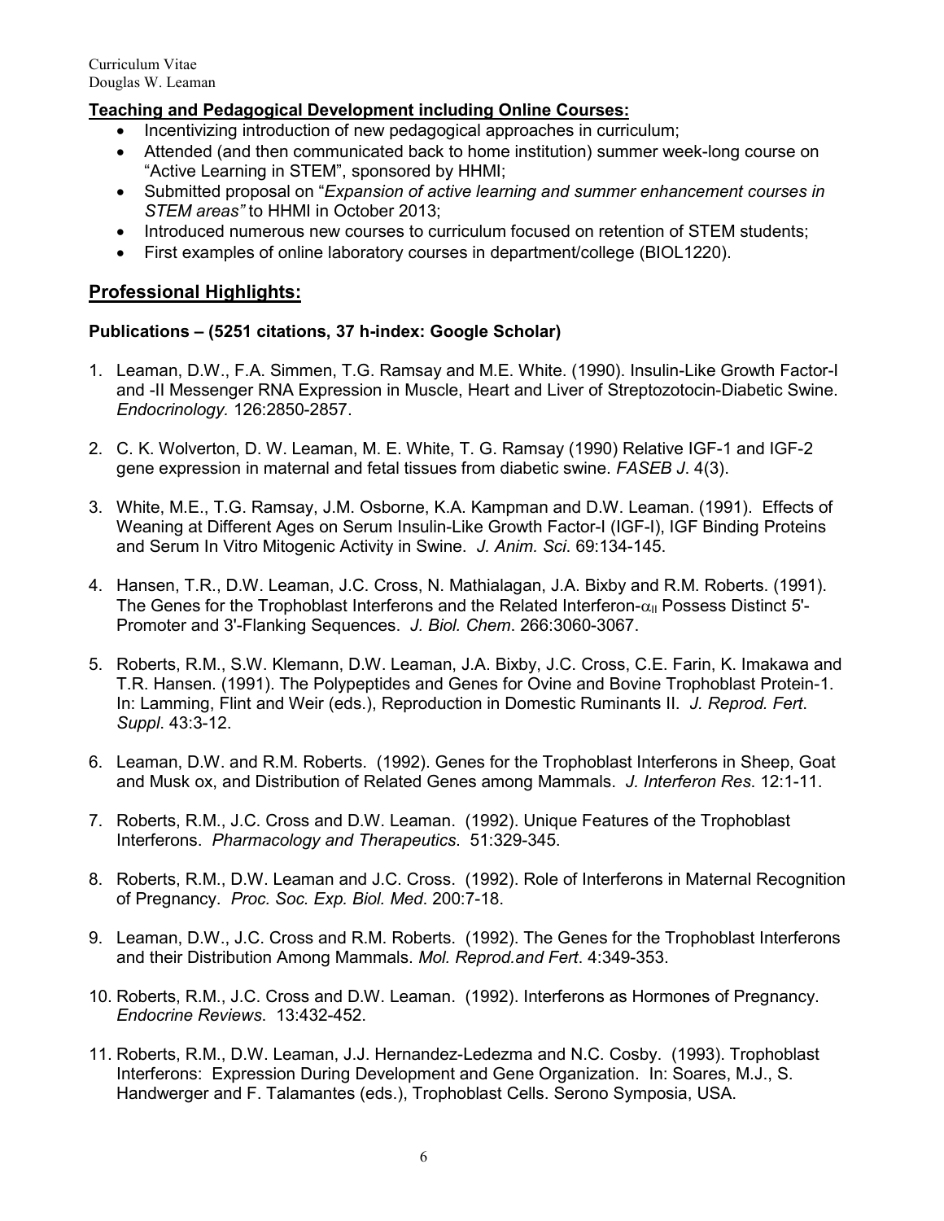**Teaching and Pedagogical Development including Online Courses:**

- Incentivizing introduction of new pedagogical approaches in curriculum;
- Attended (and then communicated back to home institution) summer week-long course on "Active Learning in STEM", sponsored by HHMI;
- Submitted proposal on "*Expansion of active learning and summer enhancement courses in STEM areas"* to HHMI in October 2013;
- Introduced numerous new courses to curriculum focused on retention of STEM students;
- First examples of online laboratory courses in department/college (BIOL1220).

## Professional Highlights:

### Publications – (5251 citations, 37 h-index: Google Scholar)

1. Leaman, D.W., F.A. Simmen, T.G. Ramsay and M.E. White. (1990). Insulin-Like Growth Factor-I and -II Messenger RNA Expression in Muscle, Heart and Liver of Streptozotocin-Diabetic Swine. *Endocrinology.* 126:2850-2857.

2. C. K. Wolverton, D. W. Leaman, M. E. White, T. G. Ramsay (1990) Relative IGF-1 and IGF-2 gene expression in maternal and fetal tissues from diabetic swine. *FASEB J*. 4(3).

3. White, M.E., T.G. Ramsay, J.M. Osborne, K.A. Kampman and D.W. Leaman. (1991). Effects of Weaning at Different Ages on Serum Insulin-Like Growth Factor-I (IGF-I), IGF Binding Proteins and Serum In Vitro Mitogenic Activity in Swine. *J. Anim. Sci*. 69:134-145.

4. Hansen, T.R., D.W. Leaman, J.C. Cross, N. Mathialagan, J.A. Bixby and R.M. Roberts. (1991). The Genes for the Trophoblast Interferons and the Related Interferon-$\alpha_{II}$ Possess Distinct 5'-Promoter and 3'-Flanking Sequences. *J. Biol. Chem*. 266:3060-3067.

5. Roberts, R.M., S.W. Klemann, D.W. Leaman, J.A. Bixby, J.C. Cross, C.E. Farin, K. Imakawa and T.R. Hansen. (1991). The Polypeptides and Genes for Ovine and Bovine Trophoblast Protein-1. In: Lamming, Flint and Weir (eds.), Reproduction in Domestic Ruminants II. *J. Reprod. Fert*. *Suppl*. 43:3-12.

6. Leaman, D.W. and R.M. Roberts. (1992). Genes for the Trophoblast Interferons in Sheep, Goat and Musk ox, and Distribution of Related Genes among Mammals. *J. Interferon Res*. 12:1-11.

7. Roberts, R.M., J.C. Cross and D.W. Leaman. (1992). Unique Features of the Trophoblast Interferons. *Pharmacology and Therapeutics*. 51:329-345.

8. Roberts, R.M., D.W. Leaman and J.C. Cross. (1992). Role of Interferons in Maternal Recognition of Pregnancy. *Proc. Soc. Exp. Biol. Med*. 200:7-18.

9. Leaman, D.W., J.C. Cross and R.M. Roberts. (1992). The Genes for the Trophoblast Interferons and their Distribution Among Mammals. *Mol. Reprod.and Fert*. 4:349-353.

10. Roberts, R.M., J.C. Cross and D.W. Leaman. (1992). Interferons as Hormones of Pregnancy. *Endocrine Reviews*. 13:432-452.

11. Roberts, R.M., D.W. Leaman, J.J. Hernandez-Ledezma and N.C. Cosby. (1993). Trophoblast Interferons: Expression During Development and Gene Organization. In: Soares, M.J., S. Handwerger and F. Talamantes (eds.), Trophoblast Cells. Serono Symposia, USA.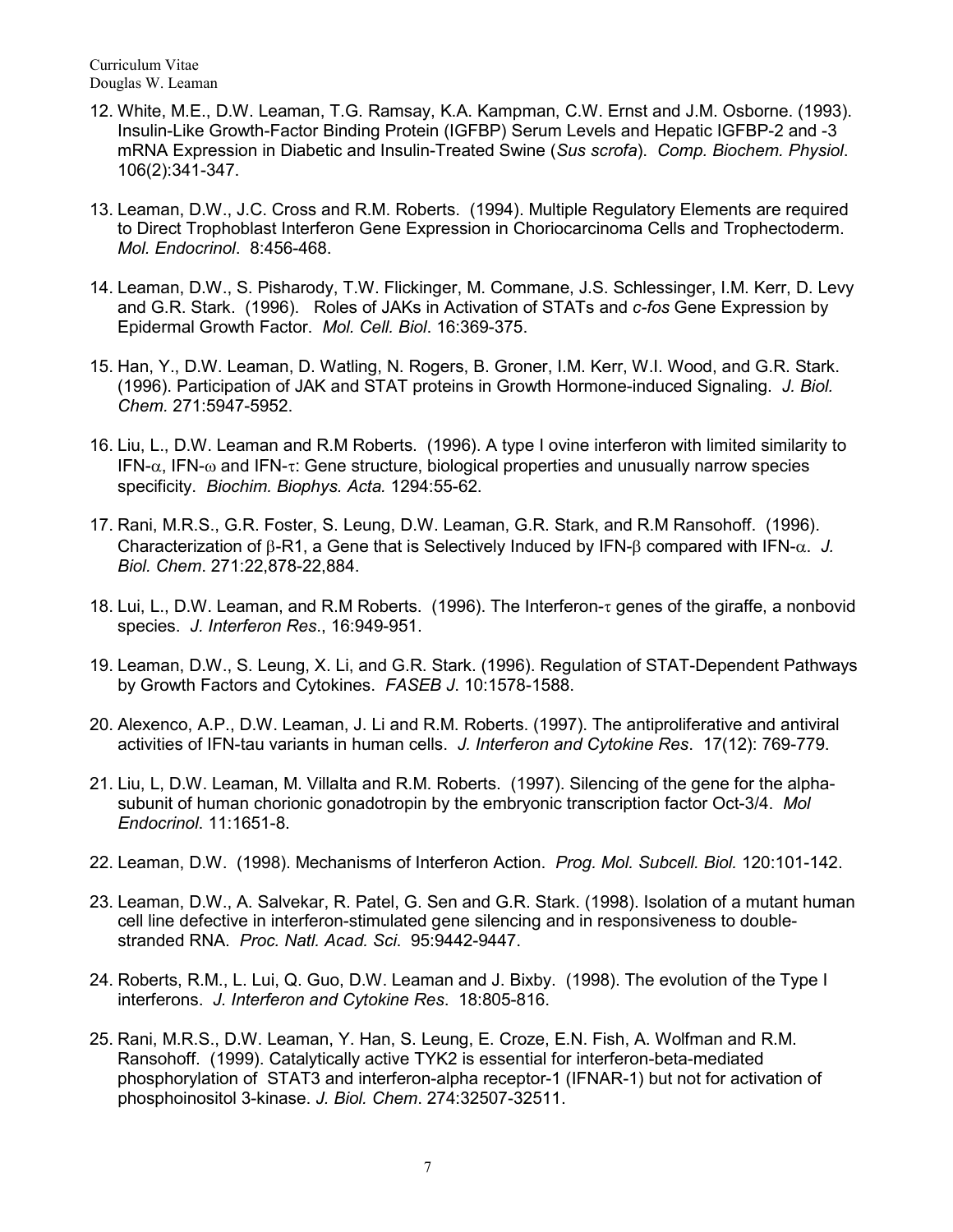12. White, M.E., D.W. Leaman, T.G. Ramsay, K.A. Kampman, C.W. Ernst and J.M. Osborne. (1993). Insulin-Like Growth-Factor Binding Protein (IGFBP) Serum Levels and Hepatic IGFBP-2 and -3 mRNA Expression in Diabetic and Insulin-Treated Swine (*Sus scrofa*). *Comp. Biochem. Physiol*. 106(2):341-347.

13. Leaman, D.W., J.C. Cross and R.M. Roberts. (1994). Multiple Regulatory Elements are required to Direct Trophoblast Interferon Gene Expression in Choriocarcinoma Cells and Trophectoderm. *Mol. Endocrinol*. 8:456-468.

14. Leaman, D.W., S. Pisharody, T.W. Flickinger, M. Commane, J.S. Schlessinger, I.M. Kerr, D. Levy and G.R. Stark. (1996). Roles of JAKs in Activation of STATs and *c-fos* Gene Expression by Epidermal Growth Factor. *Mol. Cell. Biol*. 16:369-375.

15. Han, Y., D.W. Leaman, D. Watling, N. Rogers, B. Groner, I.M. Kerr, W.I. Wood, and G.R. Stark. (1996). Participation of JAK and STAT proteins in Growth Hormone-induced Signaling. *J. Biol. Chem.* 271:5947-5952.

16. Liu, L., D.W. Leaman and R.M Roberts. (1996). A type I ovine interferon with limited similarity to IFN-$\alpha$, IFN-$\omega$ and IFN-$\tau$: Gene structure, biological properties and unusually narrow species specificity. *Biochim. Biophys. Acta.* 1294:55-62.

17. Rani, M.R.S., G.R. Foster, S. Leung, D.W. Leaman, G.R. Stark, and R.M Ransohoff. (1996). Characterization of $\beta$-R1, a Gene that is Selectively Induced by IFN-$\beta$ compared with IFN-$\alpha$. *J. Biol. Chem*. 271:22,878-22,884.

18. Lui, L., D.W. Leaman, and R.M Roberts. (1996). The Interferon-$\tau$ genes of the giraffe, a nonbovid species. *J. Interferon Res*., 16:949-951.

19. Leaman, D.W., S. Leung, X. Li, and G.R. Stark. (1996). Regulation of STAT-Dependent Pathways by Growth Factors and Cytokines. *FASEB J*. 10:1578-1588.

20. Alexenco, A.P., D.W. Leaman, J. Li and R.M. Roberts. (1997). The antiproliferative and antiviral activities of IFN-tau variants in human cells. *J. Interferon and Cytokine Res*. 17(12): 769-779.

21. Liu, L, D.W. Leaman, M. Villalta and R.M. Roberts. (1997). Silencing of the gene for the alpha-subunit of human chorionic gonadotropin by the embryonic transcription factor Oct-3/4. *Mol Endocrinol*. 11:1651-8.

22. Leaman, D.W. (1998). Mechanisms of Interferon Action. *Prog. Mol. Subcell. Biol.* 120:101-142.

23. Leaman, D.W., A. Salvekar, R. Patel, G. Sen and G.R. Stark. (1998). Isolation of a mutant human cell line defective in interferon-stimulated gene silencing and in responsiveness to double-stranded RNA. *Proc. Natl. Acad. Sci*. 95:9442-9447.

24. Roberts, R.M., L. Lui, Q. Guo, D.W. Leaman and J. Bixby. (1998). The evolution of the Type I interferons. *J. Interferon and Cytokine Res*. 18:805-816.

25. Rani, M.R.S., D.W. Leaman, Y. Han, S. Leung, E. Croze, E.N. Fish, A. Wolfman and R.M. Ransohoff. (1999). Catalytically active TYK2 is essential for interferon-beta-mediated phosphorylation of STAT3 and interferon-alpha receptor-1 (IFNAR-1) but not for activation of phosphoinositol 3-kinase. *J. Biol. Chem*. 274:32507-32511.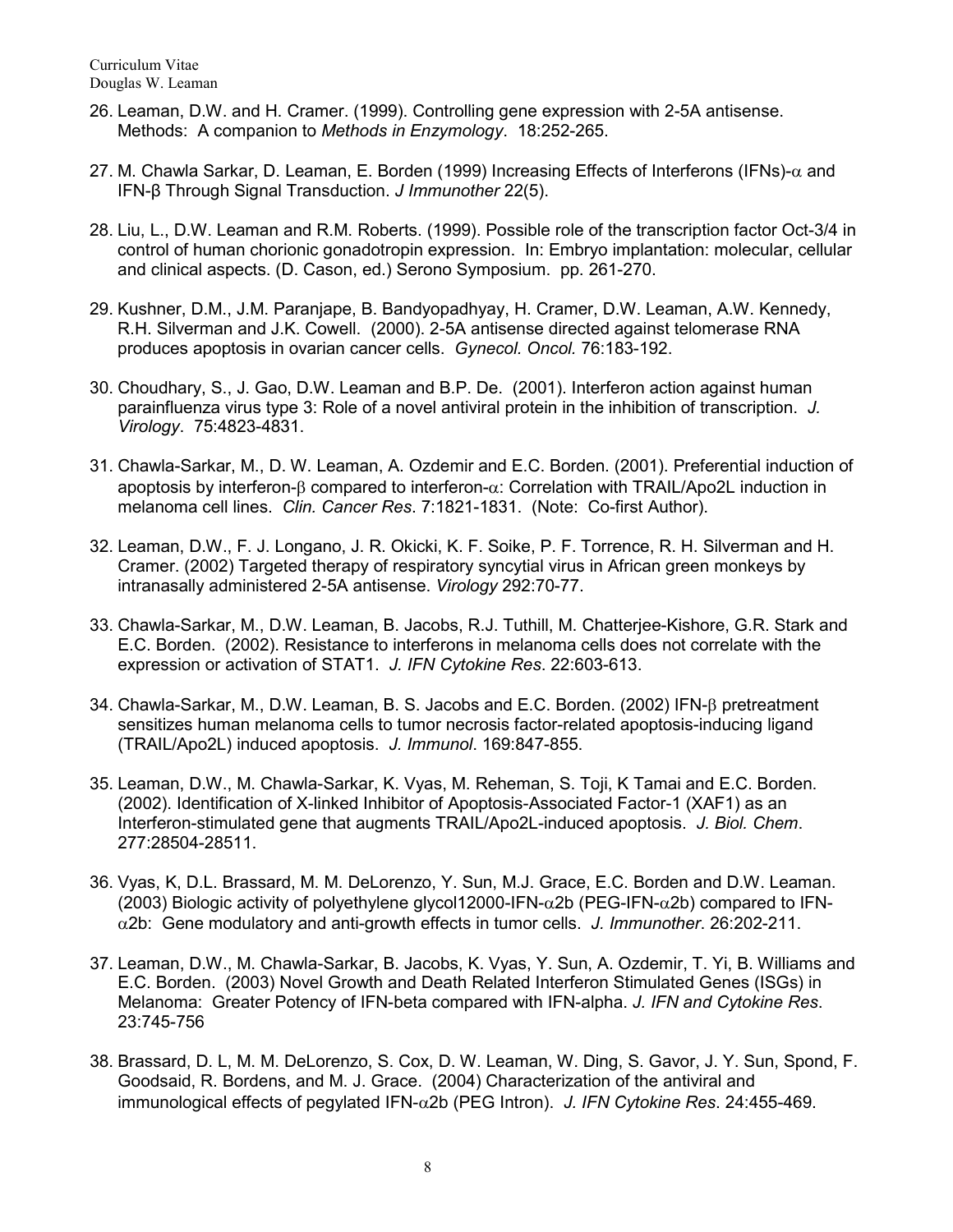26. Leaman, D.W. and H. Cramer. (1999). Controlling gene expression with 2-5A antisense. Methods: A companion to *Methods in Enzymology*. 18:252-265.

27. M. Chawla Sarkar, D. Leaman, E. Borden (1999) Increasing Effects of Interferons (IFNs)-$\alpha$ and IFN-β Through Signal Transduction. *J Immunother* 22(5).

28. Liu, L., D.W. Leaman and R.M. Roberts. (1999). Possible role of the transcription factor Oct-3/4 in control of human chorionic gonadotropin expression. In: Embryo implantation: molecular, cellular and clinical aspects. (D. Cason, ed.) Serono Symposium. pp. 261-270.

29. Kushner, D.M., J.M. Paranjape, B. Bandyopadhyay, H. Cramer, D.W. Leaman, A.W. Kennedy, R.H. Silverman and J.K. Cowell. (2000). 2-5A antisense directed against telomerase RNA produces apoptosis in ovarian cancer cells. *Gynecol. Oncol.* 76:183-192.

30. Choudhary, S., J. Gao, D.W. Leaman and B.P. De. (2001). Interferon action against human parainfluenza virus type 3: Role of a novel antiviral protein in the inhibition of transcription. *J. Virology*. 75:4823-4831.

31. Chawla-Sarkar, M., D. W. Leaman, A. Ozdemir and E.C. Borden. (2001). Preferential induction of apoptosis by interferon-$\beta$ compared to interferon-$\alpha$: Correlation with TRAIL/Apo2L induction in melanoma cell lines. *Clin. Cancer Res*. 7:1821-1831. (Note: Co-first Author).

32. Leaman, D.W., F. J. Longano, J. R. Okicki, K. F. Soike, P. F. Torrence, R. H. Silverman and H. Cramer. (2002) Targeted therapy of respiratory syncytial virus in African green monkeys by intranasally administered 2-5A antisense. *Virology* 292:70-77.

33. Chawla-Sarkar, M., D.W. Leaman, B. Jacobs, R.J. Tuthill, M. Chatterjee-Kishore, G.R. Stark and E.C. Borden. (2002). Resistance to interferons in melanoma cells does not correlate with the expression or activation of STAT1. *J. IFN Cytokine Res*. 22:603-613.

34. Chawla-Sarkar, M., D.W. Leaman, B. S. Jacobs and E.C. Borden. (2002) IFN-$\beta$ pretreatment sensitizes human melanoma cells to tumor necrosis factor-related apoptosis-inducing ligand (TRAIL/Apo2L) induced apoptosis. *J. Immunol*. 169:847-855.

35. Leaman, D.W., M. Chawla-Sarkar, K. Vyas, M. Reheman, S. Toji, K Tamai and E.C. Borden. (2002). Identification of X-linked Inhibitor of Apoptosis-Associated Factor-1 (XAF1) as an Interferon-stimulated gene that augments TRAIL/Apo2L-induced apoptosis. *J. Biol. Chem*. 277:28504-28511.

36. Vyas, K, D.L. Brassard, M. M. DeLorenzo, Y. Sun, M.J. Grace, E.C. Borden and D.W. Leaman. (2003) Biologic activity of polyethylene glycol12000-IFN-$\alpha$2b (PEG-IFN-$\alpha$2b) compared to IFN-$\alpha$2b: Gene modulatory and anti-growth effects in tumor cells. *J. Immunother*. 26:202-211.

37. Leaman, D.W., M. Chawla-Sarkar, B. Jacobs, K. Vyas, Y. Sun, A. Ozdemir, T. Yi, B. Williams and E.C. Borden. (2003) Novel Growth and Death Related Interferon Stimulated Genes (ISGs) in Melanoma: Greater Potency of IFN-beta compared with IFN-alpha. *J. IFN and Cytokine Res*. 23:745-756

38. Brassard, D. L, M. M. DeLorenzo, S. Cox, D. W. Leaman, W. Ding, S. Gavor, J. Y. Sun, Spond, F. Goodsaid, R. Bordens, and M. J. Grace. (2004) Characterization of the antiviral and immunological effects of pegylated IFN-$\alpha$2b (PEG Intron). *J. IFN Cytokine Res*. 24:455-469.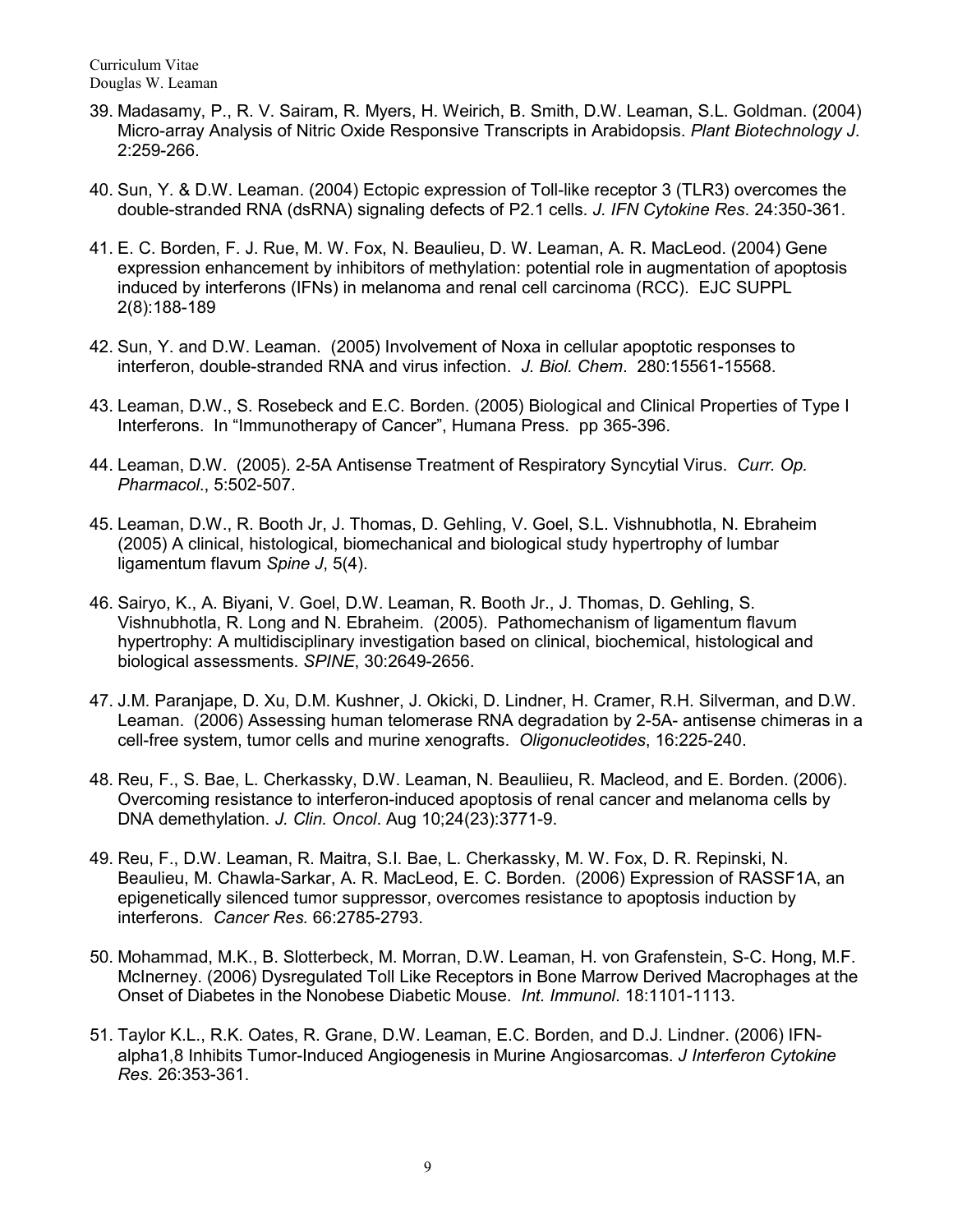39. Madasamy, P., R. V. Sairam, R. Myers, H. Weirich, B. Smith, D.W. Leaman, S.L. Goldman. (2004) Micro-array Analysis of Nitric Oxide Responsive Transcripts in Arabidopsis. *Plant Biotechnology J*. 2:259-266.

40. Sun, Y. & D.W. Leaman. (2004) Ectopic expression of Toll-like receptor 3 (TLR3) overcomes the double-stranded RNA (dsRNA) signaling defects of P2.1 cells. *J. IFN Cytokine Res*. 24:350-361.

41. E. C. Borden, F. J. Rue, M. W. Fox, N. Beaulieu, D. W. Leaman, A. R. MacLeod. (2004) Gene expression enhancement by inhibitors of methylation: potential role in augmentation of apoptosis induced by interferons (IFNs) in melanoma and renal cell carcinoma (RCC). EJC SUPPL 2(8):188-189

42. Sun, Y. and D.W. Leaman. (2005) Involvement of Noxa in cellular apoptotic responses to interferon, double-stranded RNA and virus infection. *J. Biol. Chem*. 280:15561-15568.

43. Leaman, D.W., S. Rosebeck and E.C. Borden. (2005) Biological and Clinical Properties of Type I Interferons. In "Immunotherapy of Cancer", Humana Press. pp 365-396.

44. Leaman, D.W. (2005). 2-5A Antisense Treatment of Respiratory Syncytial Virus. *Curr. Op. Pharmacol*., 5:502-507.

45. Leaman, D.W., R. Booth Jr, J. Thomas, D. Gehling, V. Goel, S.L. Vishnubhotla, N. Ebraheim (2005) A clinical, histological, biomechanical and biological study hypertrophy of lumbar ligamentum flavum *Spine J*, 5(4).

46. Sairyo, K., A. Biyani, V. Goel, D.W. Leaman, R. Booth Jr., J. Thomas, D. Gehling, S. Vishnubhotla, R. Long and N. Ebraheim. (2005). Pathomechanism of ligamentum flavum hypertrophy: A multidisciplinary investigation based on clinical, biochemical, histological and biological assessments. *SPINE*, 30:2649-2656.

47. J.M. Paranjape, D. Xu, D.M. Kushner, J. Okicki, D. Lindner, H. Cramer, R.H. Silverman, and D.W. Leaman. (2006) Assessing human telomerase RNA degradation by 2-5A- antisense chimeras in a cell-free system, tumor cells and murine xenografts. *Oligonucleotides*, 16:225-240.

48. Reu, F., S. Bae, L. Cherkassky, D.W. Leaman, N. Beauliieu, R. Macleod, and E. Borden. (2006). Overcoming resistance to interferon-induced apoptosis of renal cancer and melanoma cells by DNA demethylation. *J. Clin. Oncol*. Aug 10;24(23):3771-9.

49. Reu, F., D.W. Leaman, R. Maitra, S.I. Bae, L. Cherkassky, M. W. Fox, D. R. Repinski, N. Beaulieu, M. Chawla-Sarkar, A. R. MacLeod, E. C. Borden. (2006) Expression of RASSF1A, an epigenetically silenced tumor suppressor, overcomes resistance to apoptosis induction by interferons. *Cancer Res.* 66:2785-2793.

50. Mohammad, M.K., B. Slotterbeck, M. Morran, D.W. Leaman, H. von Grafenstein, S-C. Hong, M.F. McInerney. (2006) Dysregulated Toll Like Receptors in Bone Marrow Derived Macrophages at the Onset of Diabetes in the Nonobese Diabetic Mouse. *Int. Immunol*. 18:1101-1113.

51. Taylor K.L., R.K. Oates, R. Grane, D.W. Leaman, E.C. Borden, and D.J. Lindner. (2006) IFN-alpha1,8 Inhibits Tumor-Induced Angiogenesis in Murine Angiosarcomas. *J Interferon Cytokine Res*. 26:353-361.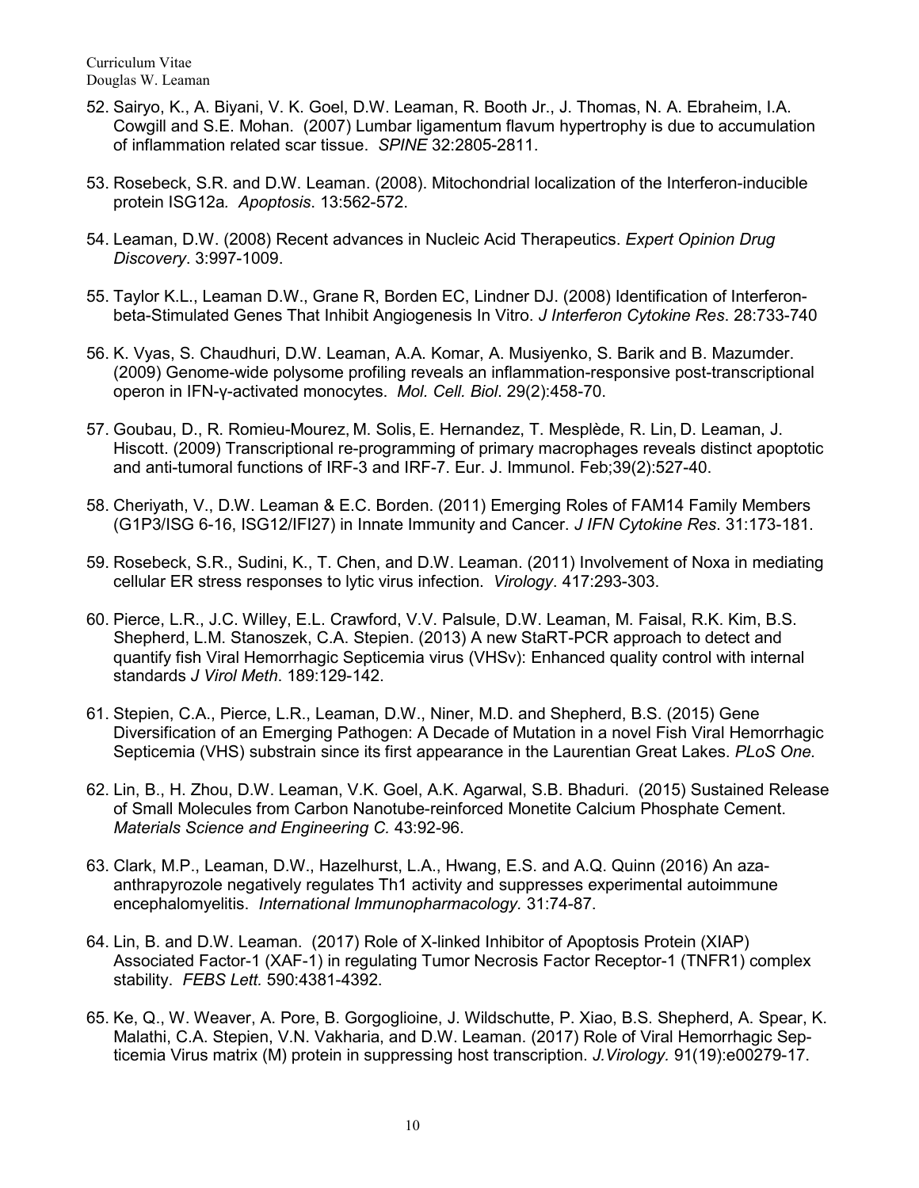52. Sairyo, K., A. Biyani, V. K. Goel, D.W. Leaman, R. Booth Jr., J. Thomas, N. A. Ebraheim, I.A. Cowgill and S.E. Mohan. (2007) Lumbar ligamentum flavum hypertrophy is due to accumulation of inflammation related scar tissue. *SPINE* 32:2805-2811.

53. Rosebeck, S.R. and D.W. Leaman. (2008). Mitochondrial localization of the Interferon-inducible protein ISG12a*. Apoptosis*. 13:562-572.

54. Leaman, D.W. (2008) Recent advances in Nucleic Acid Therapeutics. *Expert Opinion Drug Discovery*. 3:997-1009.

55. Taylor K.L., Leaman D.W., Grane R, Borden EC, Lindner DJ. (2008) Identification of Interferon-beta-Stimulated Genes That Inhibit Angiogenesis In Vitro. *J Interferon Cytokine Res*. 28:733-740

56. K. Vyas, S. Chaudhuri, D.W. Leaman, A.A. Komar, A. Musiyenko, S. Barik and B. Mazumder. (2009) Genome-wide polysome profiling reveals an inflammation-responsive post-transcriptional operon in IFN-γ-activated monocytes. *Mol. Cell. Biol*. 29(2):458-70.

57. Goubau, D., R. Romieu-Mourez, M. Solis, E. Hernandez, T. Mesplède, R. Lin, D. Leaman, J. Hiscott. (2009) Transcriptional re-programming of primary macrophages reveals distinct apoptotic and anti-tumoral functions of IRF-3 and IRF-7. Eur. J. Immunol. Feb;39(2):527-40.

58. Cheriyath, V., D.W. Leaman & E.C. Borden. (2011) Emerging Roles of FAM14 Family Members (G1P3/ISG 6-16, ISG12/IFI27) in Innate Immunity and Cancer. *J IFN Cytokine Res*. 31:173-181.

59. Rosebeck, S.R., Sudini, K., T. Chen, and D.W. Leaman. (2011) Involvement of Noxa in mediating cellular ER stress responses to lytic virus infection. *Virology*. 417:293-303.

60. Pierce, L.R., J.C. Willey, E.L. Crawford, V.V. Palsule, D.W. Leaman, M. Faisal, R.K. Kim, B.S. Shepherd, L.M. Stanoszek, C.A. Stepien. (2013) A new StaRT-PCR approach to detect and quantify fish Viral Hemorrhagic Septicemia virus (VHSv): Enhanced quality control with internal standards *J Virol Meth*. 189:129-142.

61. Stepien, C.A., Pierce, L.R., Leaman, D.W., Niner, M.D. and Shepherd, B.S. (2015) Gene Diversification of an Emerging Pathogen: A Decade of Mutation in a novel Fish Viral Hemorrhagic Septicemia (VHS) substrain since its first appearance in the Laurentian Great Lakes. *PLoS One.*

62. Lin, B., H. Zhou, D.W. Leaman, V.K. Goel, A.K. Agarwal, S.B. Bhaduri. (2015) Sustained Release of Small Molecules from Carbon Nanotube-reinforced Monetite Calcium Phosphate Cement. *Materials Science and Engineering C.* 43:92-96.

63. Clark, M.P., Leaman, D.W., Hazelhurst, L.A., Hwang, E.S. and A.Q. Quinn (2016) An aza-anthrapyrozole negatively regulates Th1 activity and suppresses experimental autoimmune encephalomyelitis. *International Immunopharmacology.* 31:74-87.

64. Lin, B. and D.W. Leaman. (2017) Role of X-linked Inhibitor of Apoptosis Protein (XIAP) Associated Factor-1 (XAF-1) in regulating Tumor Necrosis Factor Receptor-1 (TNFR1) complex stability. *FEBS Lett.* 590:4381-4392.

65. Ke, Q., W. Weaver, A. Pore, B. Gorgoglioine, J. Wildschutte, P. Xiao, B.S. Shepherd, A. Spear, K. Malathi, C.A. Stepien, V.N. Vakharia, and D.W. Leaman. (2017) Role of Viral Hemorrhagic Septicemia Virus matrix (M) protein in suppressing host transcription. *J.Virology.* 91(19):e00279-17.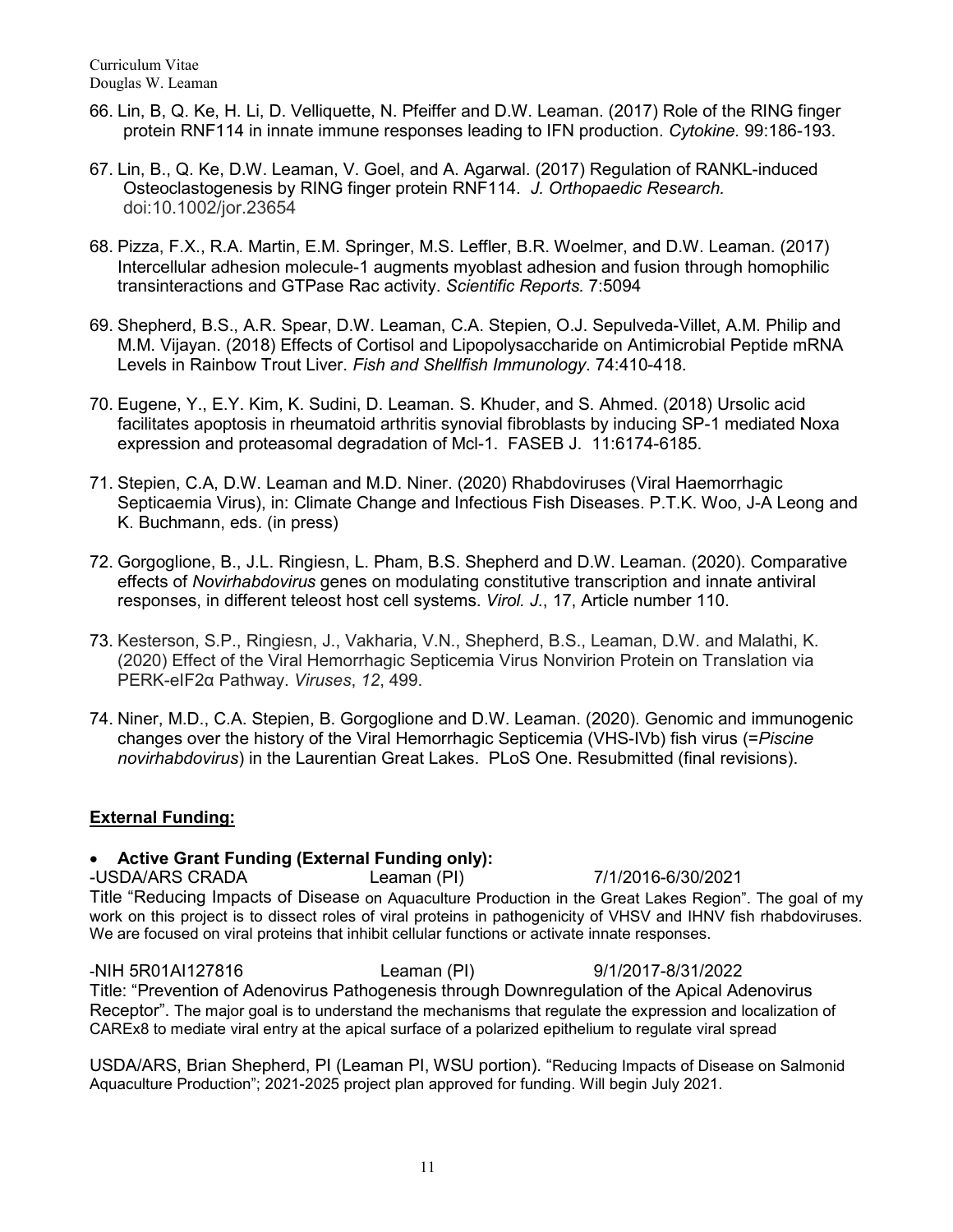66. Lin, B, Q. Ke, H. Li, D. Velliquette, N. Pfeiffer and D.W. Leaman. (2017) Role of the RING finger protein RNF114 in innate immune responses leading to IFN production. *Cytokine.* 99:186-193.

67. Lin, B., Q. Ke, D.W. Leaman, V. Goel, and A. Agarwal. (2017) Regulation of RANKL-induced Osteoclastogenesis by RING finger protein RNF114. *J. Orthopaedic Research.* doi:10.1002/jor.23654

68. Pizza, F.X., R.A. Martin, E.M. Springer, M.S. Leffler, B.R. Woelmer, and D.W. Leaman. (2017) Intercellular adhesion molecule-1 augments myoblast adhesion and fusion through homophilic transinteractions and GTPase Rac activity. *Scientific Reports.* 7:5094

69. Shepherd, B.S., A.R. Spear, D.W. Leaman, C.A. Stepien, O.J. Sepulveda-Villet, A.M. Philip and M.M. Vijayan. (2018) Effects of Cortisol and Lipopolysaccharide on Antimicrobial Peptide mRNA Levels in Rainbow Trout Liver. *Fish and Shellfish Immunology*. 74:410-418.

70. Eugene, Y., E.Y. Kim, K. Sudini, D. Leaman. S. Khuder, and S. Ahmed. (2018) Ursolic acid facilitates apoptosis in rheumatoid arthritis synovial fibroblasts by inducing SP-1 mediated Noxa expression and proteasomal degradation of Mcl-1. FASEB J. 11:6174-6185.

71. Stepien, C.A, D.W. Leaman and M.D. Niner. (2020) Rhabdoviruses (Viral Haemorrhagic Septicaemia Virus), in: Climate Change and Infectious Fish Diseases. P.T.K. Woo, J-A Leong and K. Buchmann, eds. (in press)

72. Gorgoglione, B., J.L. Ringiesn, L. Pham, B.S. Shepherd and D.W. Leaman. (2020). Comparative effects of *Novirhabdovirus* genes on modulating constitutive transcription and innate antiviral responses, in different teleost host cell systems. *Virol. J.*, 17, Article number 110.

73. Kesterson, S.P., Ringiesn, J., Vakharia, V.N., Shepherd, B.S., Leaman, D.W. and Malathi, K. (2020) Effect of the Viral Hemorrhagic Septicemia Virus Nonvirion Protein on Translation via PERK-eIF2α Pathway. *Viruses*, *12*, 499.

74. Niner, M.D., C.A. Stepien, B. Gorgoglione and D.W. Leaman. (2020). Genomic and immunogenic changes over the history of the Viral Hemorrhagic Septicemia (VHS-IVb) fish virus (=*Piscine novirhabdovirus*) in the Laurentian Great Lakes. PLoS One. Resubmitted (final revisions).

## External Funding:

- **Active Grant Funding (External Funding only):**

-USDA/ARS CRADA Leaman (PI) 7/1/2016-6/30/2021
Title "Reducing Impacts of Disease on Aquaculture Production in the Great Lakes Region". The goal of my work on this project is to dissect roles of viral proteins in pathogenicity of VHSV and IHNV fish rhabdoviruses. We are focused on viral proteins that inhibit cellular functions or activate innate responses.

-NIH 5R01AI127816 Leaman (PI) 9/1/2017-8/31/2022
Title: "Prevention of Adenovirus Pathogenesis through Downregulation of the Apical Adenovirus Receptor". The major goal is to understand the mechanisms that regulate the expression and localization of CAREx8 to mediate viral entry at the apical surface of a polarized epithelium to regulate viral spread

USDA/ARS, Brian Shepherd, PI (Leaman PI, WSU portion). "Reducing Impacts of Disease on Salmonid Aquaculture Production"; 2021-2025 project plan approved for funding. Will begin July 2021.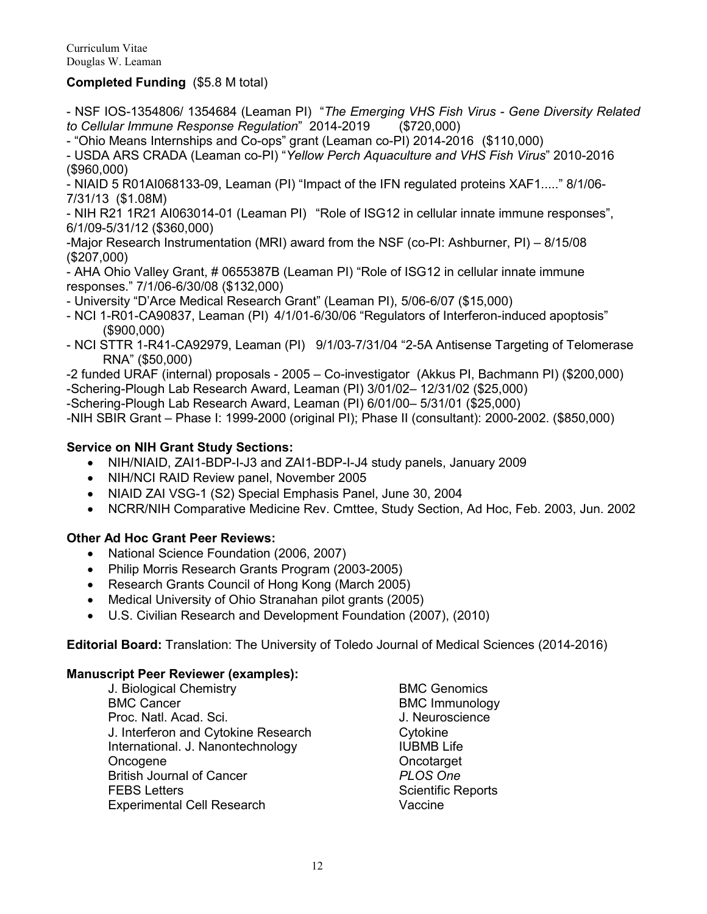**Completed Funding** ($5.8 M total)

- NSF IOS-1354806/ 1354684 (Leaman PI) "*The Emerging VHS Fish Virus - Gene Diversity Related to Cellular Immune Response Regulation*" 2014-2019 ($720,000)
- "Ohio Means Internships and Co-ops" grant (Leaman co-PI) 2014-2016 ($110,000)
- USDA ARS CRADA (Leaman co-PI) "*Yellow Perch Aquaculture and VHS Fish Virus*" 2010-2016 ($960,000)
- NIAID 5 R01AI068133-09, Leaman (PI) "Impact of the IFN regulated proteins XAF1....." 8/1/06-7/31/13 ($1.08M)
- NIH R21 1R21 AI063014-01 (Leaman PI) "Role of ISG12 in cellular innate immune responses", 6/1/09-5/31/12 ($360,000)
- Major Research Instrumentation (MRI) award from the NSF (co-PI: Ashburner, PI) – 8/15/08 ($207,000)
- AHA Ohio Valley Grant, # 0655387B (Leaman PI) "Role of ISG12 in cellular innate immune responses." 7/1/06-6/30/08 ($132,000)
- University "D'Arce Medical Research Grant" (Leaman PI), 5/06-6/07 ($15,000)
- NCI 1-R01-CA90837, Leaman (PI) 4/1/01-6/30/06 "Regulators of Interferon-induced apoptosis" ($900,000)
- NCI STTR 1-R41-CA92979, Leaman (PI) 9/1/03-7/31/04 "2-5A Antisense Targeting of Telomerase RNA" ($50,000)
- 2 funded URAF (internal) proposals - 2005 – Co-investigator (Akkus PI, Bachmann PI) ($200,000)
- Schering-Plough Lab Research Award, Leaman (PI) 3/01/02– 12/31/02 ($25,000)
- Schering-Plough Lab Research Award, Leaman (PI) 6/01/00– 5/31/01 ($25,000)
- NIH SBIR Grant – Phase I: 1999-2000 (original PI); Phase II (consultant): 2000-2002. ($850,000)

**Service on NIH Grant Study Sections:**

- NIH/NIAID, ZAI1-BDP-I-J3 and ZAI1-BDP-I-J4 study panels, January 2009
- NIH/NCI RAID Review panel, November 2005
- NIAID ZAI VSG-1 (S2) Special Emphasis Panel, June 30, 2004
- NCRR/NIH Comparative Medicine Rev. Cmttee, Study Section, Ad Hoc, Feb. 2003, Jun. 2002

**Other Ad Hoc Grant Peer Reviews:**

- National Science Foundation (2006, 2007)
- Philip Morris Research Grants Program (2003-2005)
- Research Grants Council of Hong Kong (March 2005)
- Medical University of Ohio Stranahan pilot grants (2005)
- U.S. Civilian Research and Development Foundation (2007), (2010)

**Editorial Board:** Translation: The University of Toledo Journal of Medical Sciences (2014-2016)

**Manuscript Peer Reviewer (examples):**

J. Biological Chemistry
BMC Cancer
Proc. Natl. Acad. Sci.
J. Interferon and Cytokine Research
International. J. Nanontechnology
Oncogene
British Journal of Cancer
FEBS Letters
Experimental Cell Research
BMC Genomics
BMC Immunology
J. Neuroscience
Cytokine
IUBMB Life
Oncotarget
*PLOS One*
Scientific Reports
Vaccine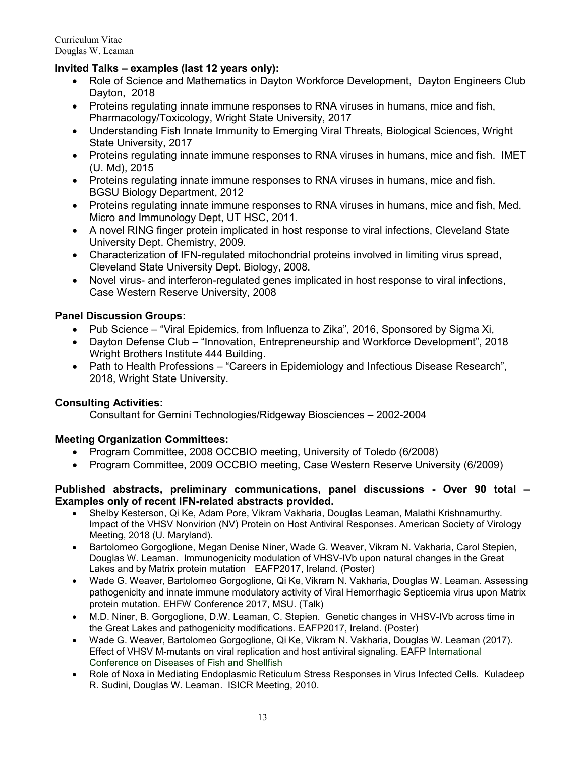**Invited Talks – examples (last 12 years only):**

- Role of Science and Mathematics in Dayton Workforce Development, Dayton Engineers Club Dayton, 2018
- Proteins regulating innate immune responses to RNA viruses in humans, mice and fish, Pharmacology/Toxicology, Wright State University, 2017
- Understanding Fish Innate Immunity to Emerging Viral Threats, Biological Sciences, Wright State University, 2017
- Proteins regulating innate immune responses to RNA viruses in humans, mice and fish. IMET (U. Md), 2015
- Proteins regulating innate immune responses to RNA viruses in humans, mice and fish. BGSU Biology Department, 2012
- Proteins regulating innate immune responses to RNA viruses in humans, mice and fish, Med. Micro and Immunology Dept, UT HSC, 2011.
- A novel RING finger protein implicated in host response to viral infections, Cleveland State University Dept. Chemistry, 2009.
- Characterization of IFN-regulated mitochondrial proteins involved in limiting virus spread, Cleveland State University Dept. Biology, 2008.
- Novel virus- and interferon-regulated genes implicated in host response to viral infections, Case Western Reserve University, 2008

**Panel Discussion Groups:**

- Pub Science – "Viral Epidemics, from Influenza to Zika", 2016, Sponsored by Sigma Xi,
- Dayton Defense Club – "Innovation, Entrepreneurship and Workforce Development", 2018 Wright Brothers Institute 444 Building.
- Path to Health Professions – "Careers in Epidemiology and Infectious Disease Research", 2018, Wright State University.

**Consulting Activities:**

Consultant for Gemini Technologies/Ridgeway Biosciences – 2002-2004

**Meeting Organization Committees:**

- Program Committee, 2008 OCCBIO meeting, University of Toledo (6/2008)
- Program Committee, 2009 OCCBIO meeting, Case Western Reserve University (6/2009)

**Published abstracts, preliminary communications, panel discussions - Over 90 total – Examples only of recent IFN-related abstracts provided.**

- Shelby Kesterson, Qi Ke, Adam Pore, Vikram Vakharia, Douglas Leaman, Malathi Krishnamurthy. Impact of the VHSV Nonvirion (NV) Protein on Host Antiviral Responses. American Society of Virology Meeting, 2018 (U. Maryland).
- Bartolomeo Gorgoglione, Megan Denise Niner, Wade G. Weaver, Vikram N. Vakharia, Carol Stepien, Douglas W. Leaman. Immunogenicity modulation of VHSV-IVb upon natural changes in the Great Lakes and by Matrix protein mutation EAFP2017, Ireland. (Poster)
- Wade G. Weaver, Bartolomeo Gorgoglione, Qi Ke, Vikram N. Vakharia, Douglas W. Leaman. Assessing pathogenicity and innate immune modulatory activity of Viral Hemorrhagic Septicemia virus upon Matrix protein mutation. EHFW Conference 2017, MSU. (Talk)
- M.D. Niner, B. Gorgoglione, D.W. Leaman, C. Stepien. Genetic changes in VHSV-IVb across time in the Great Lakes and pathogenicity modifications. EAFP2017, Ireland. (Poster)
- Wade G. Weaver, Bartolomeo Gorgoglione, Qi Ke, Vikram N. Vakharia, Douglas W. Leaman (2017). Effect of VHSV M-mutants on viral replication and host antiviral signaling. EAFP International Conference on Diseases of Fish and Shellfish
- Role of Noxa in Mediating Endoplasmic Reticulum Stress Responses in Virus Infected Cells. Kuladeep R. Sudini, Douglas W. Leaman. ISICR Meeting, 2010.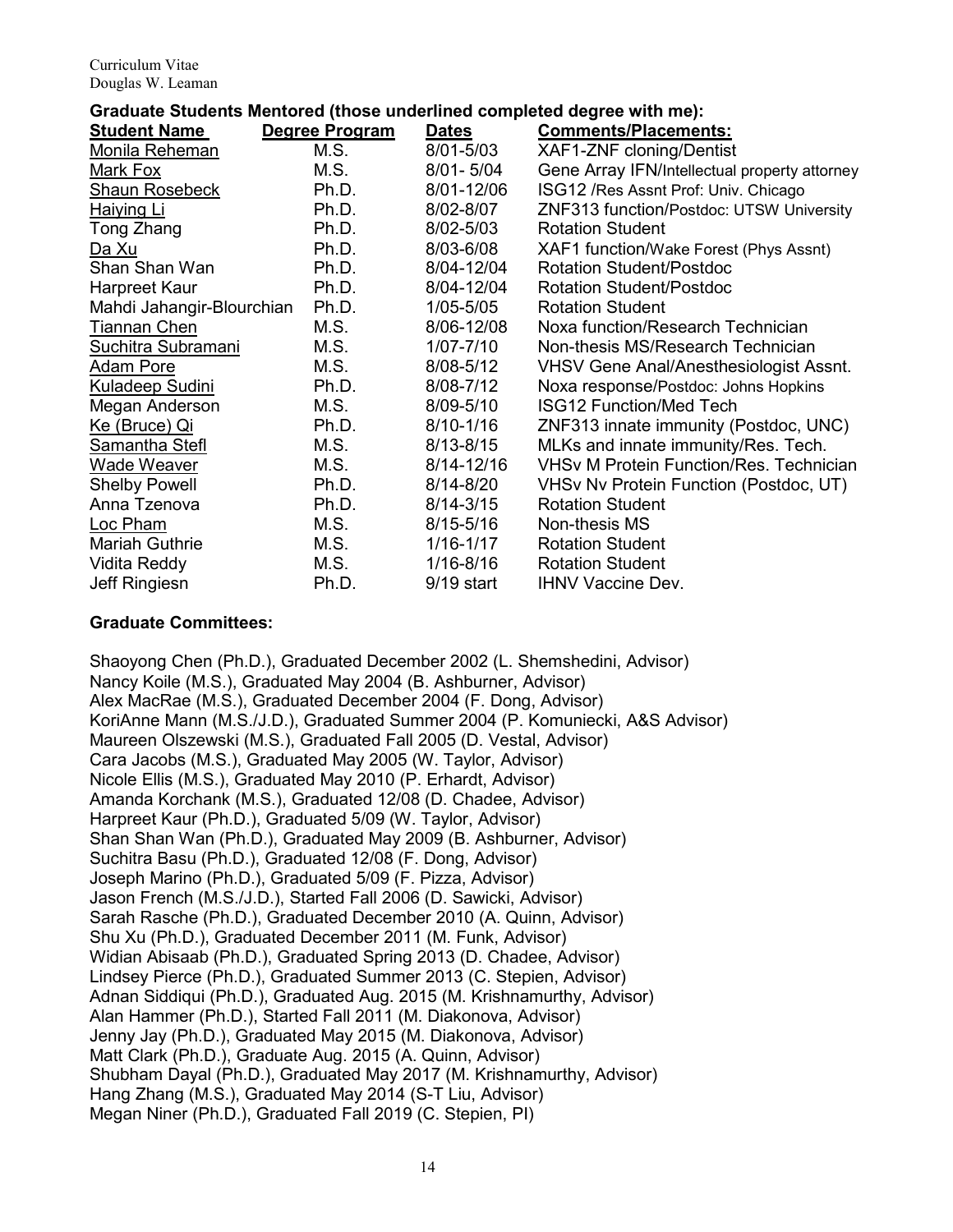**Graduate Students Mentored (those underlined completed degree with me):**

| Student Name | Degree Program | Dates | Comments/Placements: |
|---|---|---|---|
| <u>Monila Reheman</u> | M.S. | 8/01-5/03 | XAF1-ZNF cloning/Dentist |
| <u>Mark Fox</u> | M.S. | 8/01- 5/04 | Gene Array IFN/Intellectual property attorney |
| <u>Shaun Rosebeck</u> | Ph.D. | 8/01-12/06 | ISG12 /Res Assnt Prof: Univ. Chicago |
| <u>Haiying Li</u> | Ph.D. | 8/02-8/07 | ZNF313 function/Postdoc: UTSW University |
| Tong Zhang | Ph.D. | 8/02-5/03 | Rotation Student |
| <u>Da Xu</u> | Ph.D. | 8/03-6/08 | XAF1 function/Wake Forest (Phys Assnt) |
| Shan Shan Wan | Ph.D. | 8/04-12/04 | Rotation Student/Postdoc |
| Harpreet Kaur | Ph.D. | 8/04-12/04 | Rotation Student/Postdoc |
| Mahdi Jahangir-Blourchian | Ph.D. | 1/05-5/05 | Rotation Student |
| <u>Tiannan Chen</u> | M.S. | 8/06-12/08 | Noxa function/Research Technician |
| <u>Suchitra Subramani</u> | M.S. | 1/07-7/10 | Non-thesis MS/Research Technician |
| <u>Adam Pore</u> | M.S. | 8/08-5/12 | VHSV Gene Anal/Anesthesiologist Assnt. |
| <u>Kuladeep Sudini</u> | Ph.D. | 8/08-7/12 | Noxa response/Postdoc: Johns Hopkins |
| Megan Anderson | M.S. | 8/09-5/10 | ISG12 Function/Med Tech |
| <u>Ke (Bruce) Qi</u> | Ph.D. | 8/10-1/16 | ZNF313 innate immunity (Postdoc, UNC) |
| <u>Samantha Stefl</u> | M.S. | 8/13-8/15 | MLKs and innate immunity/Res. Tech. |
| <u>Wade Weaver</u> | M.S. | 8/14-12/16 | VHSv M Protein Function/Res. Technician |
| Shelby Powell | Ph.D. | 8/14-8/20 | VHSv Nv Protein Function (Postdoc, UT) |
| Anna Tzenova | Ph.D. | 8/14-3/15 | Rotation Student |
| <u>Loc Pham</u> | M.S. | 8/15-5/16 | Non-thesis MS |
| Mariah Guthrie | M.S. | 1/16-1/17 | Rotation Student |
| Vidita Reddy | M.S. | 1/16-8/16 | Rotation Student |
| Jeff Ringiesn | Ph.D. | 9/19 start | IHNV Vaccine Dev. |

**Graduate Committees:**

Shaoyong Chen (Ph.D.), Graduated December 2002 (L. Shemshedini, Advisor)
Nancy Koile (M.S.), Graduated May 2004 (B. Ashburner, Advisor)
Alex MacRae (M.S.), Graduated December 2004 (F. Dong, Advisor)
KoriAnne Mann (M.S./J.D.), Graduated Summer 2004 (P. Komuniecki, A&S Advisor)
Maureen Olszewski (M.S.), Graduated Fall 2005 (D. Vestal, Advisor)
Cara Jacobs (M.S.), Graduated May 2005 (W. Taylor, Advisor)
Nicole Ellis (M.S.), Graduated May 2010 (P. Erhardt, Advisor)
Amanda Korchank (M.S.), Graduated 12/08 (D. Chadee, Advisor)
Harpreet Kaur (Ph.D.), Graduated 5/09 (W. Taylor, Advisor)
Shan Shan Wan (Ph.D.), Graduated May 2009 (B. Ashburner, Advisor)
Suchitra Basu (Ph.D.), Graduated 12/08 (F. Dong, Advisor)
Joseph Marino (Ph.D.), Graduated 5/09 (F. Pizza, Advisor)
Jason French (M.S./J.D.), Started Fall 2006 (D. Sawicki, Advisor)
Sarah Rasche (Ph.D.), Graduated December 2010 (A. Quinn, Advisor)
Shu Xu (Ph.D.), Graduated December 2011 (M. Funk, Advisor)
Widian Abisaab (Ph.D.), Graduated Spring 2013 (D. Chadee, Advisor)
Lindsey Pierce (Ph.D.), Graduated Summer 2013 (C. Stepien, Advisor)
Adnan Siddiqui (Ph.D.), Graduated Aug. 2015 (M. Krishnamurthy, Advisor)
Alan Hammer (Ph.D.), Started Fall 2011 (M. Diakonova, Advisor)
Jenny Jay (Ph.D.), Graduated May 2015 (M. Diakonova, Advisor)
Matt Clark (Ph.D.), Graduate Aug. 2015 (A. Quinn, Advisor)
Shubham Dayal (Ph.D.), Graduated May 2017 (M. Krishnamurthy, Advisor)
Hang Zhang (M.S.), Graduated May 2014 (S-T Liu, Advisor)
Megan Niner (Ph.D.), Graduated Fall 2019 (C. Stepien, PI)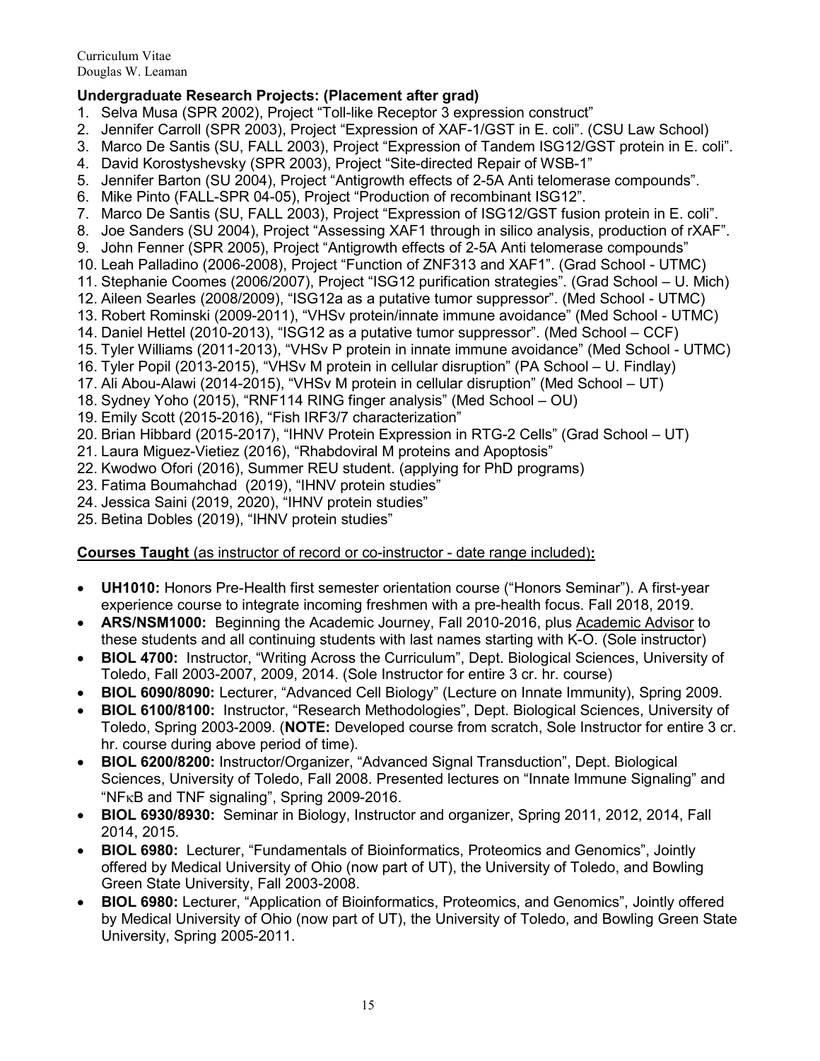**Undergraduate Research Projects: (Placement after grad)**

1. Selva Musa (SPR 2002), Project "Toll-like Receptor 3 expression construct"
2. Jennifer Carroll (SPR 2003), Project "Expression of XAF-1/GST in E. coli". (CSU Law School)
3. Marco De Santis (SU, FALL 2003), Project "Expression of Tandem ISG12/GST protein in E. coli".
4. David Korostyshevsky (SPR 2003), Project "Site-directed Repair of WSB-1"
5. Jennifer Barton (SU 2004), Project "Antigrowth effects of 2-5A Anti telomerase compounds".
6. Mike Pinto (FALL-SPR 04-05), Project "Production of recombinant ISG12".
7. Marco De Santis (SU, FALL 2003), Project "Expression of ISG12/GST fusion protein in E. coli".
8. Joe Sanders (SU 2004), Project "Assessing XAF1 through in silico analysis, production of rXAF".
9. John Fenner (SPR 2005), Project "Antigrowth effects of 2-5A Anti telomerase compounds"
10. Leah Palladino (2006-2008), Project "Function of ZNF313 and XAF1". (Grad School - UTMC)
11. Stephanie Coomes (2006/2007), Project "ISG12 purification strategies". (Grad School – U. Mich)
12. Aileen Searles (2008/2009), "ISG12a as a putative tumor suppressor". (Med School - UTMC)
13. Robert Rominski (2009-2011), "VHSv protein/innate immune avoidance" (Med School - UTMC)
14. Daniel Hettel (2010-2013), "ISG12 as a putative tumor suppressor". (Med School – CCF)
15. Tyler Williams (2011-2013), "VHSv P protein in innate immune avoidance" (Med School - UTMC)
16. Tyler Popil (2013-2015), "VHSv M protein in cellular disruption" (PA School – U. Findlay)
17. Ali Abou-Alawi (2014-2015), "VHSv M protein in cellular disruption" (Med School – UT)
18. Sydney Yoho (2015), "RNF114 RING finger analysis" (Med School – OU)
19. Emily Scott (2015-2016), "Fish IRF3/7 characterization"
20. Brian Hibbard (2015-2017), "IHNV Protein Expression in RTG-2 Cells" (Grad School – UT)
21. Laura Miguez-Vietiez (2016), "Rhabdoviral M proteins and Apoptosis"
22. Kwodwo Ofori (2016), Summer REU student. (applying for PhD programs)
23. Fatima Boumahchad (2019), "IHNV protein studies"
24. Jessica Saini (2019, 2020), "IHNV protein studies"
25. Betina Dobles (2019), "IHNV protein studies"

**Courses Taught** (as instructor of record or co-instructor - date range included)**:**

- **UH1010:** Honors Pre-Health first semester orientation course ("Honors Seminar"). A first-year experience course to integrate incoming freshmen with a pre-health focus. Fall 2018, 2019.
- **ARS/NSM1000:** Beginning the Academic Journey, Fall 2010-2016, plus Academic Advisor to these students and all continuing students with last names starting with K-O. (Sole instructor)
- **BIOL 4700:** Instructor, "Writing Across the Curriculum", Dept. Biological Sciences, University of Toledo, Fall 2003-2007, 2009, 2014. (Sole Instructor for entire 3 cr. hr. course)
- **BIOL 6090/8090:** Lecturer, "Advanced Cell Biology" (Lecture on Innate Immunity), Spring 2009.
- **BIOL 6100/8100:** Instructor, "Research Methodologies", Dept. Biological Sciences, University of Toledo, Spring 2003-2009. (**NOTE:** Developed course from scratch, Sole Instructor for entire 3 cr. hr. course during above period of time).
- **BIOL 6200/8200:** Instructor/Organizer, "Advanced Signal Transduction", Dept. Biological Sciences, University of Toledo, Fall 2008. Presented lectures on "Innate Immune Signaling" and "NFκB and TNF signaling", Spring 2009-2016.
- **BIOL 6930/8930:** Seminar in Biology, Instructor and organizer, Spring 2011, 2012, 2014, Fall 2014, 2015.
- **BIOL 6980:** Lecturer, "Fundamentals of Bioinformatics, Proteomics and Genomics", Jointly offered by Medical University of Ohio (now part of UT), the University of Toledo, and Bowling Green State University, Fall 2003-2008.
- **BIOL 6980:** Lecturer, "Application of Bioinformatics, Proteomics, and Genomics", Jointly offered by Medical University of Ohio (now part of UT), the University of Toledo, and Bowling Green State University, Spring 2005-2011.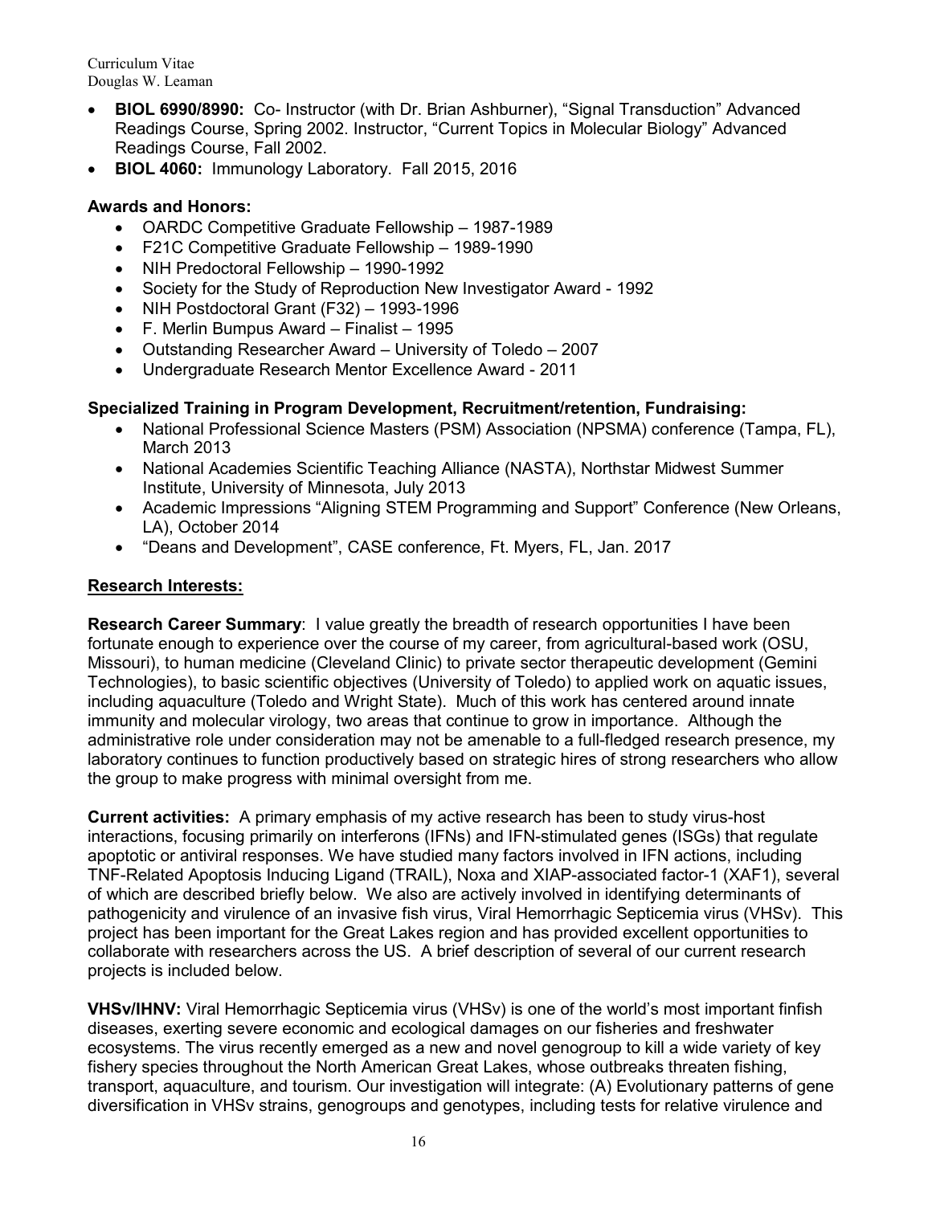- **BIOL 6990/8990:** Co- Instructor (with Dr. Brian Ashburner), "Signal Transduction" Advanced Readings Course, Spring 2002. Instructor, "Current Topics in Molecular Biology" Advanced Readings Course, Fall 2002.
- **BIOL 4060:** Immunology Laboratory. Fall 2015, 2016

**Awards and Honors:**

- OARDC Competitive Graduate Fellowship – 1987-1989
- F21C Competitive Graduate Fellowship – 1989-1990
- NIH Predoctoral Fellowship – 1990-1992
- Society for the Study of Reproduction New Investigator Award - 1992
- NIH Postdoctoral Grant (F32) – 1993-1996
- F. Merlin Bumpus Award – Finalist – 1995
- Outstanding Researcher Award – University of Toledo – 2007
- Undergraduate Research Mentor Excellence Award - 2011

**Specialized Training in Program Development, Recruitment/retention, Fundraising:**

- National Professional Science Masters (PSM) Association (NPSMA) conference (Tampa, FL), March 2013
- National Academies Scientific Teaching Alliance (NASTA), Northstar Midwest Summer Institute, University of Minnesota, July 2013
- Academic Impressions "Aligning STEM Programming and Support" Conference (New Orleans, LA), October 2014
- "Deans and Development", CASE conference, Ft. Myers, FL, Jan. 2017

## Research Interests:

**Research Career Summary**: I value greatly the breadth of research opportunities I have been fortunate enough to experience over the course of my career, from agricultural-based work (OSU, Missouri), to human medicine (Cleveland Clinic) to private sector therapeutic development (Gemini Technologies), to basic scientific objectives (University of Toledo) to applied work on aquatic issues, including aquaculture (Toledo and Wright State). Much of this work has centered around innate immunity and molecular virology, two areas that continue to grow in importance. Although the administrative role under consideration may not be amenable to a full-fledged research presence, my laboratory continues to function productively based on strategic hires of strong researchers who allow the group to make progress with minimal oversight from me.

**Current activities:** A primary emphasis of my active research has been to study virus-host interactions, focusing primarily on interferons (IFNs) and IFN-stimulated genes (ISGs) that regulate apoptotic or antiviral responses. We have studied many factors involved in IFN actions, including TNF-Related Apoptosis Inducing Ligand (TRAIL), Noxa and XIAP-associated factor-1 (XAF1), several of which are described briefly below. We also are actively involved in identifying determinants of pathogenicity and virulence of an invasive fish virus, Viral Hemorrhagic Septicemia virus (VHSv). This project has been important for the Great Lakes region and has provided excellent opportunities to collaborate with researchers across the US. A brief description of several of our current research projects is included below.

**VHSv/IHNV:** Viral Hemorrhagic Septicemia virus (VHSv) is one of the world's most important finfish diseases, exerting severe economic and ecological damages on our fisheries and freshwater ecosystems. The virus recently emerged as a new and novel genogroup to kill a wide variety of key fishery species throughout the North American Great Lakes, whose outbreaks threaten fishing, transport, aquaculture, and tourism. Our investigation will integrate: (A) Evolutionary patterns of gene diversification in VHSv strains, genogroups and genotypes, including tests for relative virulence and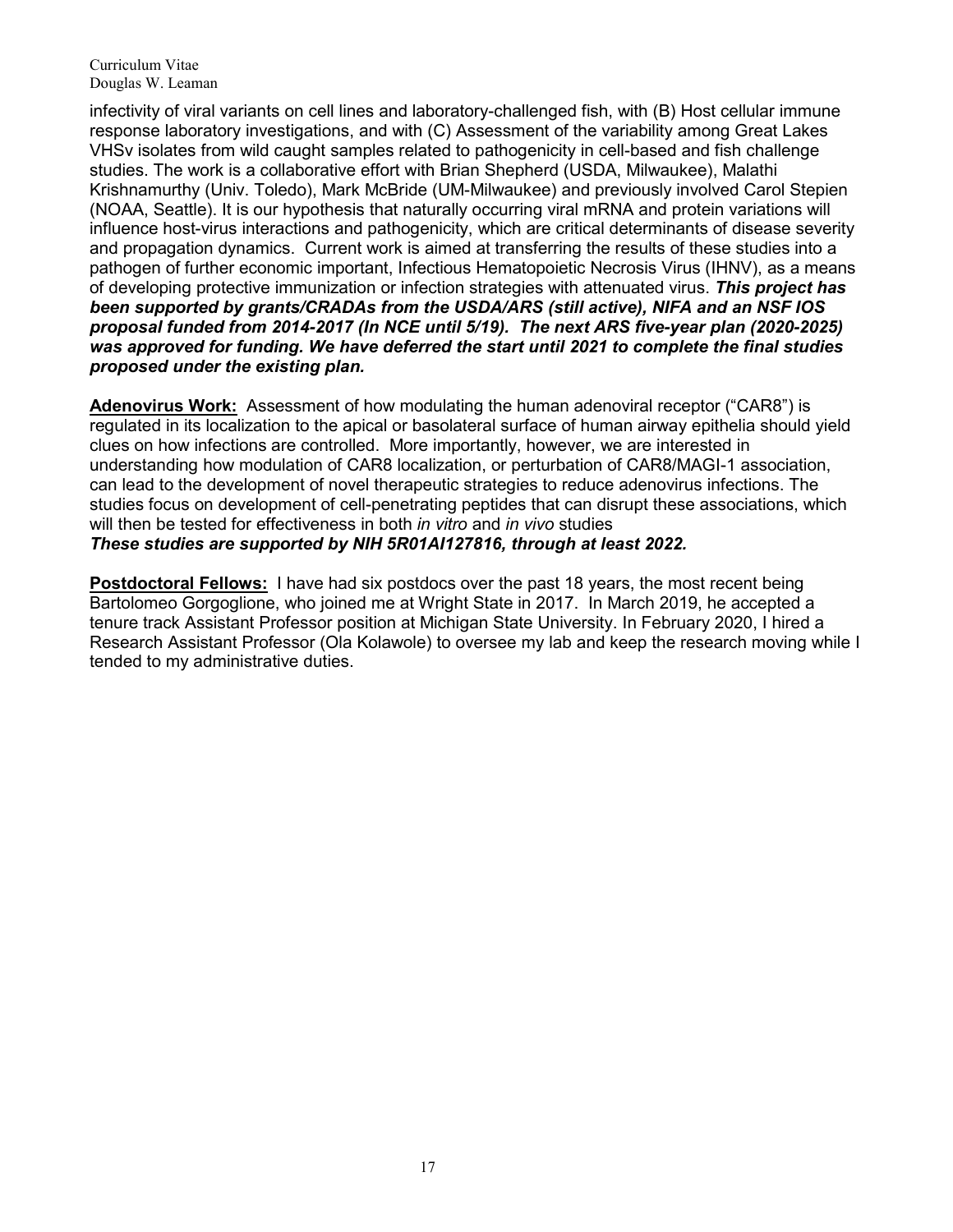infectivity of viral variants on cell lines and laboratory-challenged fish, with (B) Host cellular immune response laboratory investigations, and with (C) Assessment of the variability among Great Lakes VHSv isolates from wild caught samples related to pathogenicity in cell-based and fish challenge studies. The work is a collaborative effort with Brian Shepherd (USDA, Milwaukee), Malathi Krishnamurthy (Univ. Toledo), Mark McBride (UM-Milwaukee) and previously involved Carol Stepien (NOAA, Seattle). It is our hypothesis that naturally occurring viral mRNA and protein variations will influence host-virus interactions and pathogenicity, which are critical determinants of disease severity and propagation dynamics. Current work is aimed at transferring the results of these studies into a pathogen of further economic important, Infectious Hematopoietic Necrosis Virus (IHNV), as a means of developing protective immunization or infection strategies with attenuated virus. ***This project has been supported by grants/CRADAs from the USDA/ARS (still active), NIFA and an NSF IOS proposal funded from 2014-2017 (In NCE until 5/19). The next ARS five-year plan (2020-2025) was approved for funding. We have deferred the start until 2021 to complete the final studies proposed under the existing plan.***

**Adenovirus Work:** Assessment of how modulating the human adenoviral receptor ("CAR8") is regulated in its localization to the apical or basolateral surface of human airway epithelia should yield clues on how infections are controlled. More importantly, however, we are interested in understanding how modulation of CAR8 localization, or perturbation of CAR8/MAGI-1 association, can lead to the development of novel therapeutic strategies to reduce adenovirus infections. The studies focus on development of cell-penetrating peptides that can disrupt these associations, which will then be tested for effectiveness in both *in vitro* and *in vivo* studies
***These studies are supported by NIH 5R01AI127816, through at least 2022.***

**Postdoctoral Fellows:** I have had six postdocs over the past 18 years, the most recent being Bartolomeo Gorgoglione, who joined me at Wright State in 2017. In March 2019, he accepted a tenure track Assistant Professor position at Michigan State University. In February 2020, I hired a Research Assistant Professor (Ola Kolawole) to oversee my lab and keep the research moving while I tended to my administrative duties.